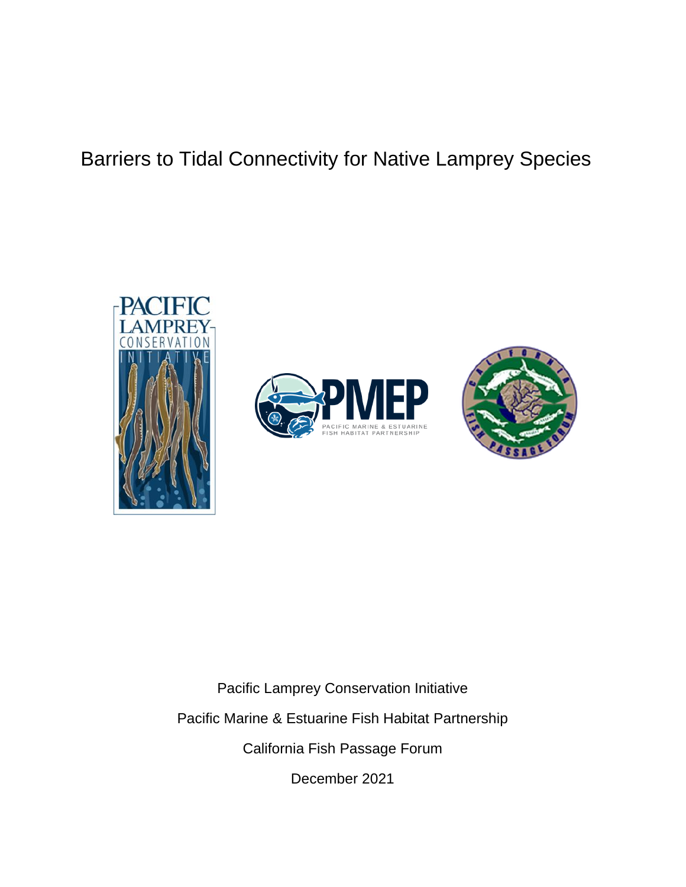# Barriers to Tidal Connectivity for Native Lamprey Species

Pacific Lamprey Conservation Initiative

Pacific Marine & Estuarine Fish Habitat Partnership

California Fish Passage Forum

December 2021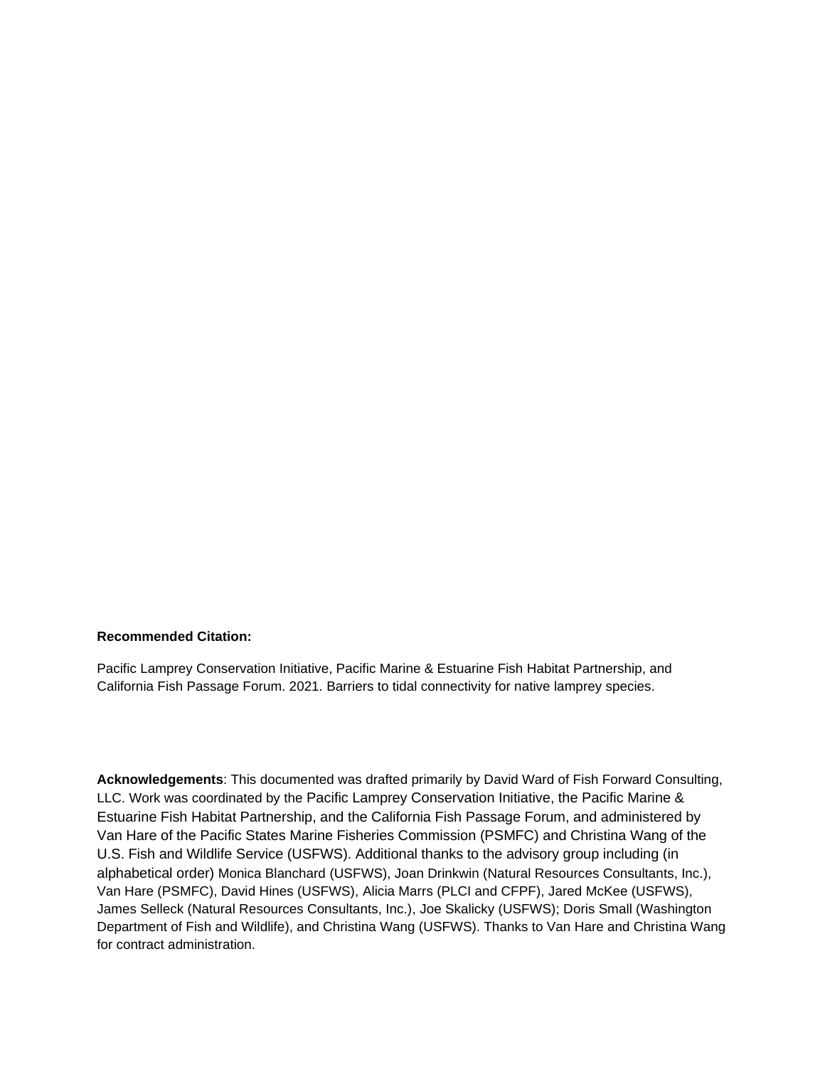**Recommended Citation:**

Pacific Lamprey Conservation Initiative, Pacific Marine & Estuarine Fish Habitat Partnership, and California Fish Passage Forum. 2021. Barriers to tidal connectivity for native lamprey species.

**Acknowledgements**: This documented was drafted primarily by David Ward of Fish Forward Consulting, LLC. Work was coordinated by the Pacific Lamprey Conservation Initiative, the Pacific Marine & Estuarine Fish Habitat Partnership, and the California Fish Passage Forum, and administered by Van Hare of the Pacific States Marine Fisheries Commission (PSMFC) and Christina Wang of the U.S. Fish and Wildlife Service (USFWS). Additional thanks to the advisory group including (in alphabetical order) Monica Blanchard (USFWS), Joan Drinkwin (Natural Resources Consultants, Inc.), Van Hare (PSMFC), David Hines (USFWS), Alicia Marrs (PLCI and CFPF), Jared McKee (USFWS), James Selleck (Natural Resources Consultants, Inc.), Joe Skalicky (USFWS); Doris Small (Washington Department of Fish and Wildlife), and Christina Wang (USFWS). Thanks to Van Hare and Christina Wang for contract administration.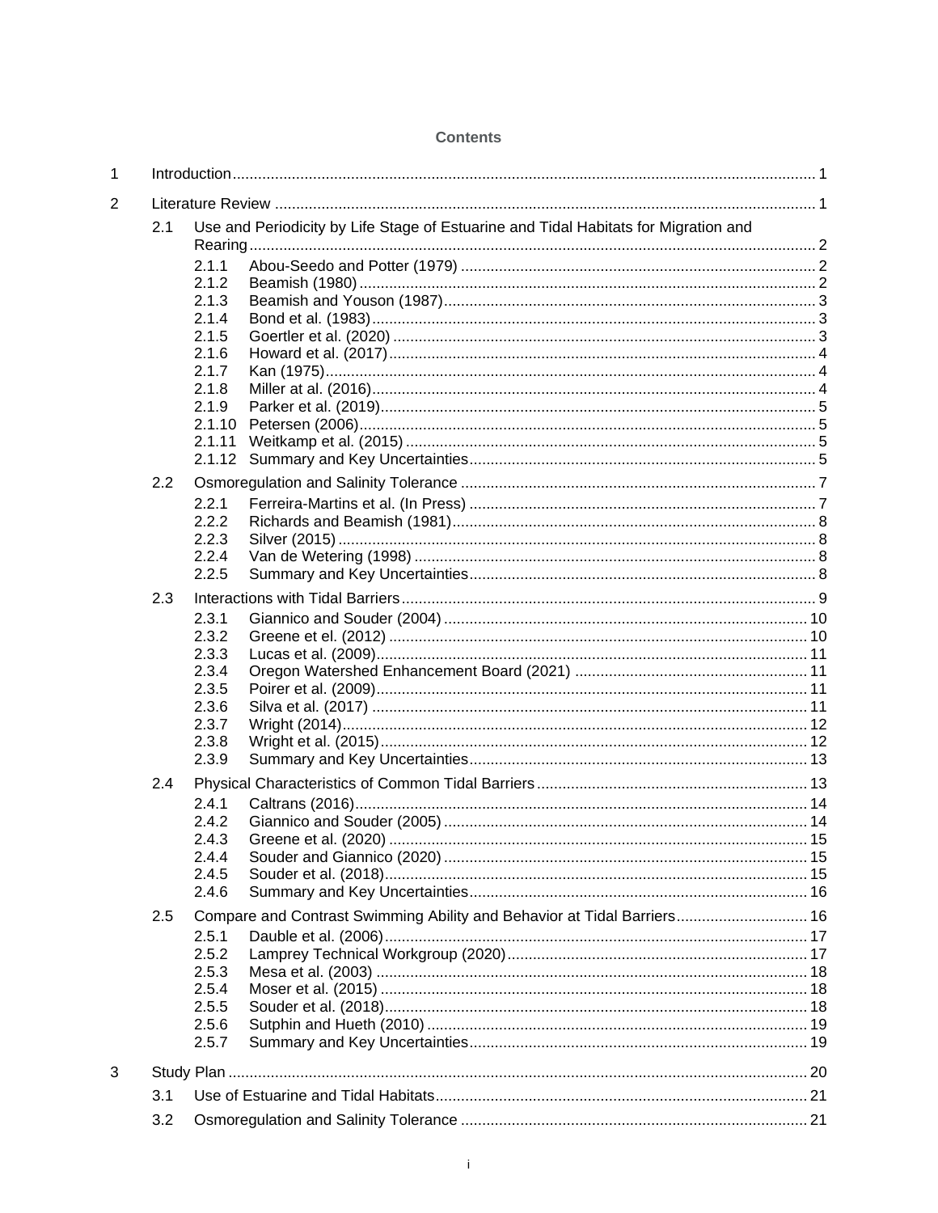**Contents**

1 Introduction ........ 1

2 Literature Review ........ 1

- 2.1 Use and Periodicity by Life Stage of Estuarine and Tidal Habitats for Migration and Rearing ........ 2
  - 2.1.1 Abou-Seedo and Potter (1979) ........ 2
  - 2.1.2 Beamish (1980) ........ 2
  - 2.1.3 Beamish and Youson (1987) ........ 3
  - 2.1.4 Bond et al. (1983) ........ 3
  - 2.1.5 Goertler et al. (2020) ........ 3
  - 2.1.6 Howard et al. (2017) ........ 4
  - 2.1.7 Kan (1975) ........ 4
  - 2.1.8 Miller at al. (2016) ........ 4
  - 2.1.9 Parker et al. (2019) ........ 5
  - 2.1.10 Petersen (2006) ........ 5
  - 2.1.11 Weitkamp et al. (2015) ........ 5
  - 2.1.12 Summary and Key Uncertainties ........ 5
- 2.2 Osmoregulation and Salinity Tolerance ........ 7
  - 2.2.1 Ferreira-Martins et al. (In Press) ........ 7
  - 2.2.2 Richards and Beamish (1981) ........ 8
  - 2.2.3 Silver (2015) ........ 8
  - 2.2.4 Van de Wetering (1998) ........ 8
  - 2.2.5 Summary and Key Uncertainties ........ 8
- 2.3 Interactions with Tidal Barriers ........ 9
  - 2.3.1 Giannico and Souder (2004) ........ 10
  - 2.3.2 Greene et el. (2012) ........ 10
  - 2.3.3 Lucas et al. (2009) ........ 11
  - 2.3.4 Oregon Watershed Enhancement Board (2021) ........ 11
  - 2.3.5 Poirer et al. (2009) ........ 11
  - 2.3.6 Silva et al. (2017) ........ 11
  - 2.3.7 Wright (2014) ........ 12
  - 2.3.8 Wright et al. (2015) ........ 12
  - 2.3.9 Summary and Key Uncertainties ........ 13
- 2.4 Physical Characteristics of Common Tidal Barriers ........ 13
  - 2.4.1 Caltrans (2016) ........ 14
  - 2.4.2 Giannico and Souder (2005) ........ 14
  - 2.4.3 Greene et al. (2020) ........ 15
  - 2.4.4 Souder and Giannico (2020) ........ 15
  - 2.4.5 Souder et al. (2018) ........ 15
  - 2.4.6 Summary and Key Uncertainties ........ 16
- 2.5 Compare and Contrast Swimming Ability and Behavior at Tidal Barriers ........ 16
  - 2.5.1 Dauble et al. (2006) ........ 17
  - 2.5.2 Lamprey Technical Workgroup (2020) ........ 17
  - 2.5.3 Mesa et al. (2003) ........ 18
  - 2.5.4 Moser et al. (2015) ........ 18
  - 2.5.5 Souder et al. (2018) ........ 18
  - 2.5.6 Sutphin and Hueth (2010) ........ 19
  - 2.5.7 Summary and Key Uncertainties ........ 19

3 Study Plan ........ 20

- 3.1 Use of Estuarine and Tidal Habitats ........ 21
- 3.2 Osmoregulation and Salinity Tolerance ........ 21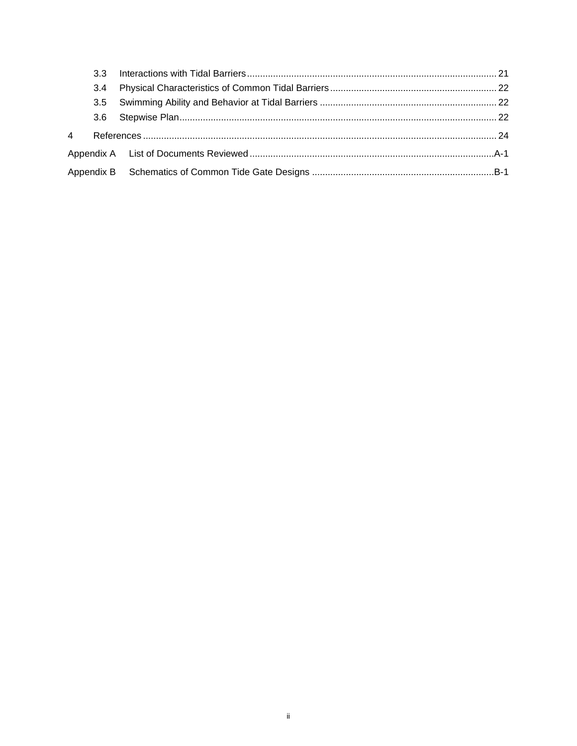3.3 Interactions with Tidal Barriers ..... 21

3.4 Physical Characteristics of Common Tidal Barriers ..... 22

3.5 Swimming Ability and Behavior at Tidal Barriers ..... 22

3.6 Stepwise Plan ..... 22

4 References ..... 24

Appendix A List of Documents Reviewed ..... A-1

Appendix B Schematics of Common Tide Gate Designs ..... B-1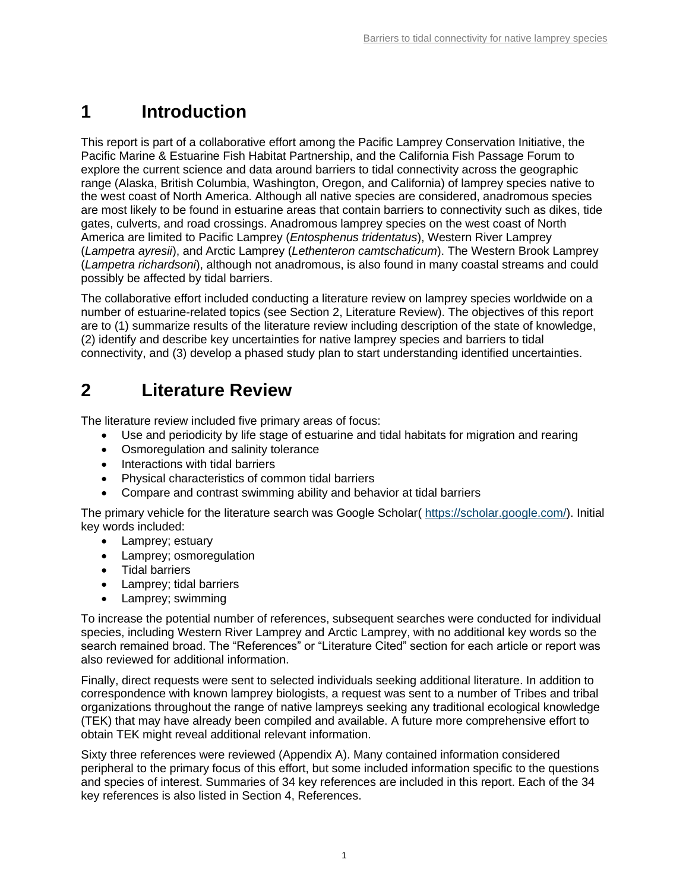# 1 Introduction

This report is part of a collaborative effort among the Pacific Lamprey Conservation Initiative, the Pacific Marine & Estuarine Fish Habitat Partnership, and the California Fish Passage Forum to explore the current science and data around barriers to tidal connectivity across the geographic range (Alaska, British Columbia, Washington, Oregon, and California) of lamprey species native to the west coast of North America. Although all native species are considered, anadromous species are most likely to be found in estuarine areas that contain barriers to connectivity such as dikes, tide gates, culverts, and road crossings. Anadromous lamprey species on the west coast of North America are limited to Pacific Lamprey (*Entosphenus tridentatus*), Western River Lamprey (*Lampetra ayresii*), and Arctic Lamprey (*Lethenteron camtschaticum*). The Western Brook Lamprey (*Lampetra richardsoni*), although not anadromous, is also found in many coastal streams and could possibly be affected by tidal barriers.

The collaborative effort included conducting a literature review on lamprey species worldwide on a number of estuarine-related topics (see Section 2, Literature Review). The objectives of this report are to (1) summarize results of the literature review including description of the state of knowledge, (2) identify and describe key uncertainties for native lamprey species and barriers to tidal connectivity, and (3) develop a phased study plan to start understanding identified uncertainties.

# 2 Literature Review

The literature review included five primary areas of focus:

- Use and periodicity by life stage of estuarine and tidal habitats for migration and rearing
- Osmoregulation and salinity tolerance
- Interactions with tidal barriers
- Physical characteristics of common tidal barriers
- Compare and contrast swimming ability and behavior at tidal barriers

The primary vehicle for the literature search was Google Scholar( https://scholar.google.com/). Initial key words included:

- Lamprey; estuary
- Lamprey; osmoregulation
- Tidal barriers
- Lamprey; tidal barriers
- Lamprey; swimming

To increase the potential number of references, subsequent searches were conducted for individual species, including Western River Lamprey and Arctic Lamprey, with no additional key words so the search remained broad. The "References" or "Literature Cited" section for each article or report was also reviewed for additional information.

Finally, direct requests were sent to selected individuals seeking additional literature. In addition to correspondence with known lamprey biologists, a request was sent to a number of Tribes and tribal organizations throughout the range of native lampreys seeking any traditional ecological knowledge (TEK) that may have already been compiled and available. A future more comprehensive effort to obtain TEK might reveal additional relevant information.

Sixty three references were reviewed (Appendix A). Many contained information considered peripheral to the primary focus of this effort, but some included information specific to the questions and species of interest. Summaries of 34 key references are included in this report. Each of the 34 key references is also listed in Section 4, References.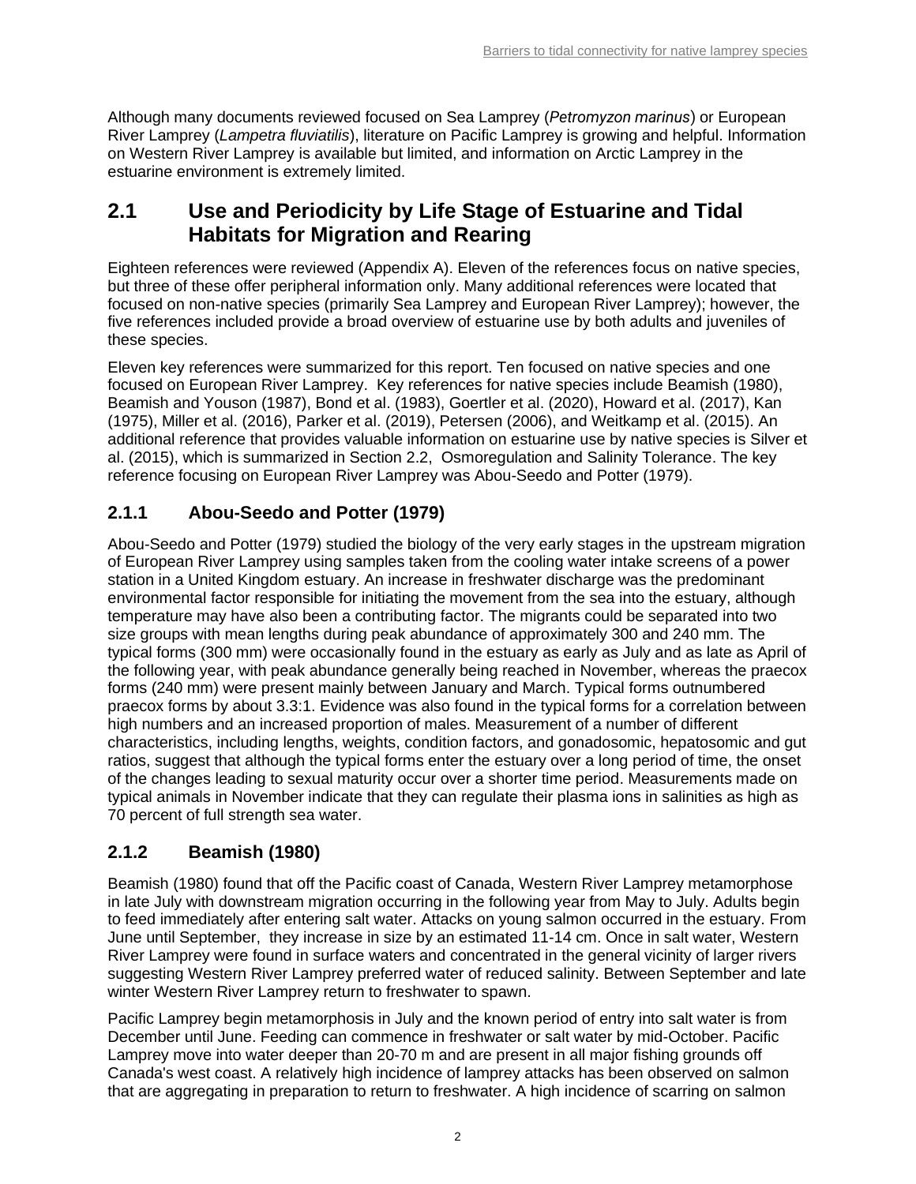Although many documents reviewed focused on Sea Lamprey (*Petromyzon marinus*) or European River Lamprey (*Lampetra fluviatilis*), literature on Pacific Lamprey is growing and helpful. Information on Western River Lamprey is available but limited, and information on Arctic Lamprey in the estuarine environment is extremely limited.

## 2.1 Use and Periodicity by Life Stage of Estuarine and Tidal Habitats for Migration and Rearing

Eighteen references were reviewed (Appendix A). Eleven of the references focus on native species, but three of these offer peripheral information only. Many additional references were located that focused on non-native species (primarily Sea Lamprey and European River Lamprey); however, the five references included provide a broad overview of estuarine use by both adults and juveniles of these species.

Eleven key references were summarized for this report. Ten focused on native species and one focused on European River Lamprey. Key references for native species include Beamish (1980), Beamish and Youson (1987), Bond et al. (1983), Goertler et al. (2020), Howard et al. (2017), Kan (1975), Miller et al. (2016), Parker et al. (2019), Petersen (2006), and Weitkamp et al. (2015). An additional reference that provides valuable information on estuarine use by native species is Silver et al. (2015), which is summarized in Section 2.2, Osmoregulation and Salinity Tolerance. The key reference focusing on European River Lamprey was Abou-Seedo and Potter (1979).

### 2.1.1 Abou-Seedo and Potter (1979)

Abou-Seedo and Potter (1979) studied the biology of the very early stages in the upstream migration of European River Lamprey using samples taken from the cooling water intake screens of a power station in a United Kingdom estuary. An increase in freshwater discharge was the predominant environmental factor responsible for initiating the movement from the sea into the estuary, although temperature may have also been a contributing factor. The migrants could be separated into two size groups with mean lengths during peak abundance of approximately 300 and 240 mm. The typical forms (300 mm) were occasionally found in the estuary as early as July and as late as April of the following year, with peak abundance generally being reached in November, whereas the praecox forms (240 mm) were present mainly between January and March. Typical forms outnumbered praecox forms by about 3.3:1. Evidence was also found in the typical forms for a correlation between high numbers and an increased proportion of males. Measurement of a number of different characteristics, including lengths, weights, condition factors, and gonadosomic, hepatosomic and gut ratios, suggest that although the typical forms enter the estuary over a long period of time, the onset of the changes leading to sexual maturity occur over a shorter time period. Measurements made on typical animals in November indicate that they can regulate their plasma ions in salinities as high as 70 percent of full strength sea water.

### 2.1.2 Beamish (1980)

Beamish (1980) found that off the Pacific coast of Canada, Western River Lamprey metamorphose in late July with downstream migration occurring in the following year from May to July. Adults begin to feed immediately after entering salt water. Attacks on young salmon occurred in the estuary. From June until September, they increase in size by an estimated 11-14 cm. Once in salt water, Western River Lamprey were found in surface waters and concentrated in the general vicinity of larger rivers suggesting Western River Lamprey preferred water of reduced salinity. Between September and late winter Western River Lamprey return to freshwater to spawn.

Pacific Lamprey begin metamorphosis in July and the known period of entry into salt water is from December until June. Feeding can commence in freshwater or salt water by mid-October. Pacific Lamprey move into water deeper than 20-70 m and are present in all major fishing grounds off Canada's west coast. A relatively high incidence of lamprey attacks has been observed on salmon that are aggregating in preparation to return to freshwater. A high incidence of scarring on salmon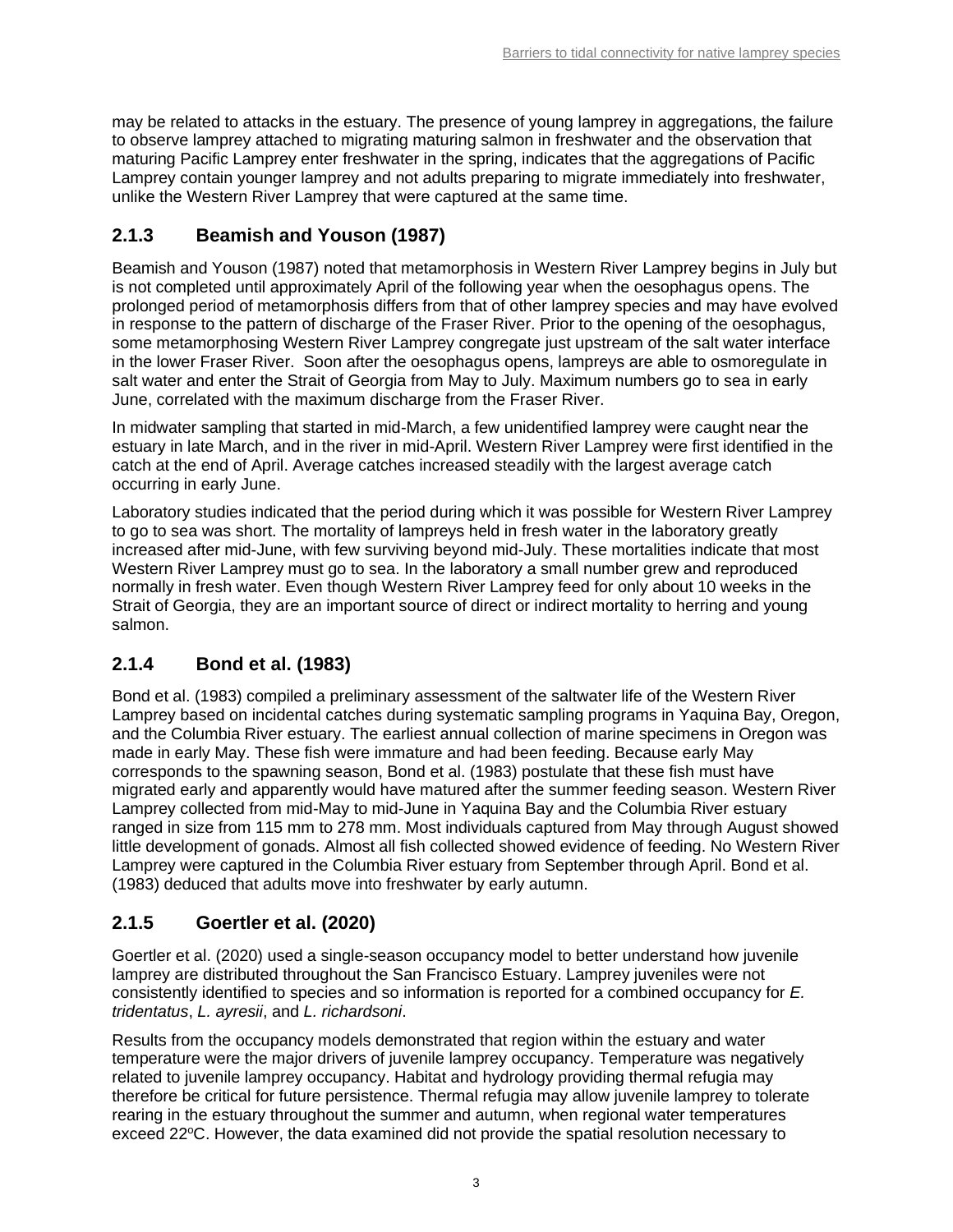may be related to attacks in the estuary. The presence of young lamprey in aggregations, the failure to observe lamprey attached to migrating maturing salmon in freshwater and the observation that maturing Pacific Lamprey enter freshwater in the spring, indicates that the aggregations of Pacific Lamprey contain younger lamprey and not adults preparing to migrate immediately into freshwater, unlike the Western River Lamprey that were captured at the same time.

### 2.1.3 Beamish and Youson (1987)

Beamish and Youson (1987) noted that metamorphosis in Western River Lamprey begins in July but is not completed until approximately April of the following year when the oesophagus opens. The prolonged period of metamorphosis differs from that of other lamprey species and may have evolved in response to the pattern of discharge of the Fraser River. Prior to the opening of the oesophagus, some metamorphosing Western River Lamprey congregate just upstream of the salt water interface in the lower Fraser River. Soon after the oesophagus opens, lampreys are able to osmoregulate in salt water and enter the Strait of Georgia from May to July. Maximum numbers go to sea in early June, correlated with the maximum discharge from the Fraser River.

In midwater sampling that started in mid-March, a few unidentified lamprey were caught near the estuary in late March, and in the river in mid-April. Western River Lamprey were first identified in the catch at the end of April. Average catches increased steadily with the largest average catch occurring in early June.

Laboratory studies indicated that the period during which it was possible for Western River Lamprey to go to sea was short. The mortality of lampreys held in fresh water in the laboratory greatly increased after mid-June, with few surviving beyond mid-July. These mortalities indicate that most Western River Lamprey must go to sea. In the laboratory a small number grew and reproduced normally in fresh water. Even though Western River Lamprey feed for only about 10 weeks in the Strait of Georgia, they are an important source of direct or indirect mortality to herring and young salmon.

### 2.1.4 Bond et al. (1983)

Bond et al. (1983) compiled a preliminary assessment of the saltwater life of the Western River Lamprey based on incidental catches during systematic sampling programs in Yaquina Bay, Oregon, and the Columbia River estuary. The earliest annual collection of marine specimens in Oregon was made in early May. These fish were immature and had been feeding. Because early May corresponds to the spawning season, Bond et al. (1983) postulate that these fish must have migrated early and apparently would have matured after the summer feeding season. Western River Lamprey collected from mid-May to mid-June in Yaquina Bay and the Columbia River estuary ranged in size from 115 mm to 278 mm. Most individuals captured from May through August showed little development of gonads. Almost all fish collected showed evidence of feeding. No Western River Lamprey were captured in the Columbia River estuary from September through April. Bond et al. (1983) deduced that adults move into freshwater by early autumn.

### 2.1.5 Goertler et al. (2020)

Goertler et al. (2020) used a single-season occupancy model to better understand how juvenile lamprey are distributed throughout the San Francisco Estuary. Lamprey juveniles were not consistently identified to species and so information is reported for a combined occupancy for *E. tridentatus*, *L. ayresii*, and *L. richardsoni*.

Results from the occupancy models demonstrated that region within the estuary and water temperature were the major drivers of juvenile lamprey occupancy. Temperature was negatively related to juvenile lamprey occupancy. Habitat and hydrology providing thermal refugia may therefore be critical for future persistence. Thermal refugia may allow juvenile lamprey to tolerate rearing in the estuary throughout the summer and autumn, when regional water temperatures exceed 22$^{o}$C. However, the data examined did not provide the spatial resolution necessary to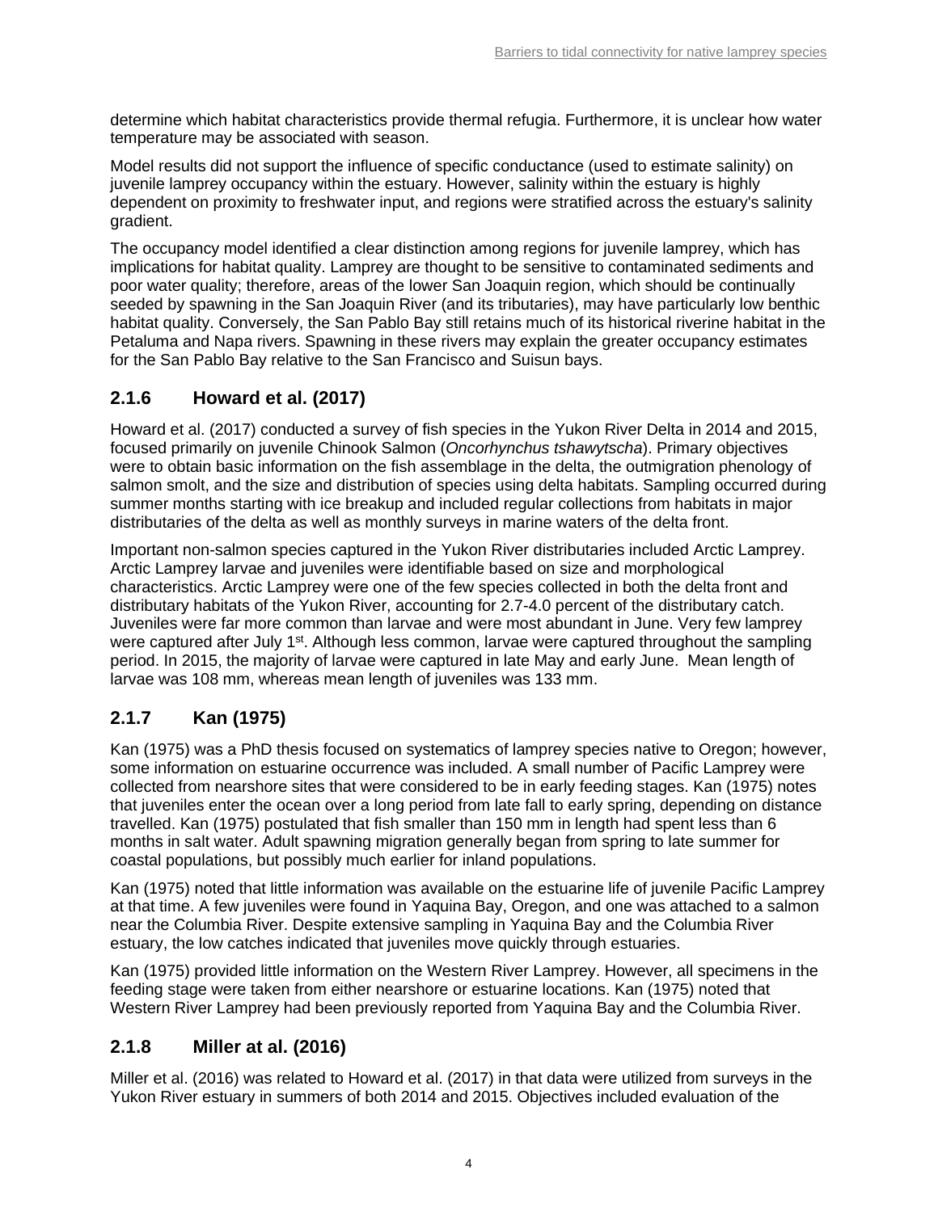determine which habitat characteristics provide thermal refugia. Furthermore, it is unclear how water temperature may be associated with season.

Model results did not support the influence of specific conductance (used to estimate salinity) on juvenile lamprey occupancy within the estuary. However, salinity within the estuary is highly dependent on proximity to freshwater input, and regions were stratified across the estuary's salinity gradient.

The occupancy model identified a clear distinction among regions for juvenile lamprey, which has implications for habitat quality. Lamprey are thought to be sensitive to contaminated sediments and poor water quality; therefore, areas of the lower San Joaquin region, which should be continually seeded by spawning in the San Joaquin River (and its tributaries), may have particularly low benthic habitat quality. Conversely, the San Pablo Bay still retains much of its historical riverine habitat in the Petaluma and Napa rivers. Spawning in these rivers may explain the greater occupancy estimates for the San Pablo Bay relative to the San Francisco and Suisun bays.

### 2.1.6 Howard et al. (2017)

Howard et al. (2017) conducted a survey of fish species in the Yukon River Delta in 2014 and 2015, focused primarily on juvenile Chinook Salmon (*Oncorhynchus tshawytscha*). Primary objectives were to obtain basic information on the fish assemblage in the delta, the outmigration phenology of salmon smolt, and the size and distribution of species using delta habitats. Sampling occurred during summer months starting with ice breakup and included regular collections from habitats in major distributaries of the delta as well as monthly surveys in marine waters of the delta front.

Important non-salmon species captured in the Yukon River distributaries included Arctic Lamprey. Arctic Lamprey larvae and juveniles were identifiable based on size and morphological characteristics. Arctic Lamprey were one of the few species collected in both the delta front and distributary habitats of the Yukon River, accounting for 2.7-4.0 percent of the distributary catch. Juveniles were far more common than larvae and were most abundant in June. Very few lamprey were captured after July 1st. Although less common, larvae were captured throughout the sampling period. In 2015, the majority of larvae were captured in late May and early June. Mean length of larvae was 108 mm, whereas mean length of juveniles was 133 mm.

### 2.1.7 Kan (1975)

Kan (1975) was a PhD thesis focused on systematics of lamprey species native to Oregon; however, some information on estuarine occurrence was included. A small number of Pacific Lamprey were collected from nearshore sites that were considered to be in early feeding stages. Kan (1975) notes that juveniles enter the ocean over a long period from late fall to early spring, depending on distance travelled. Kan (1975) postulated that fish smaller than 150 mm in length had spent less than 6 months in salt water. Adult spawning migration generally began from spring to late summer for coastal populations, but possibly much earlier for inland populations.

Kan (1975) noted that little information was available on the estuarine life of juvenile Pacific Lamprey at that time. A few juveniles were found in Yaquina Bay, Oregon, and one was attached to a salmon near the Columbia River. Despite extensive sampling in Yaquina Bay and the Columbia River estuary, the low catches indicated that juveniles move quickly through estuaries.

Kan (1975) provided little information on the Western River Lamprey. However, all specimens in the feeding stage were taken from either nearshore or estuarine locations. Kan (1975) noted that Western River Lamprey had been previously reported from Yaquina Bay and the Columbia River.

### 2.1.8 Miller at al. (2016)

Miller et al. (2016) was related to Howard et al. (2017) in that data were utilized from surveys in the Yukon River estuary in summers of both 2014 and 2015. Objectives included evaluation of the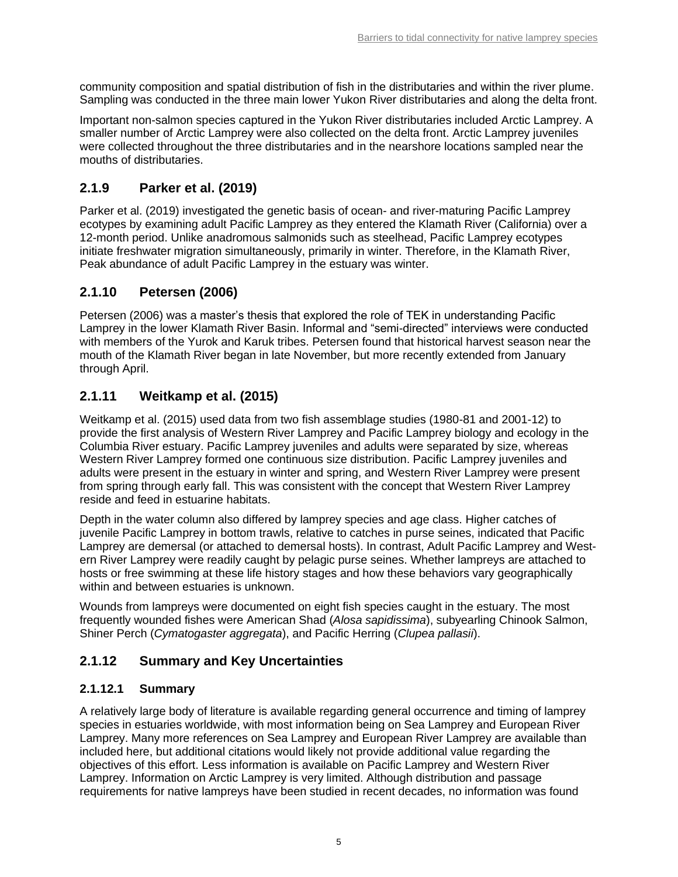community composition and spatial distribution of fish in the distributaries and within the river plume. Sampling was conducted in the three main lower Yukon River distributaries and along the delta front.

Important non-salmon species captured in the Yukon River distributaries included Arctic Lamprey. A smaller number of Arctic Lamprey were also collected on the delta front. Arctic Lamprey juveniles were collected throughout the three distributaries and in the nearshore locations sampled near the mouths of distributaries.

### 2.1.9 Parker et al. (2019)

Parker et al. (2019) investigated the genetic basis of ocean- and river-maturing Pacific Lamprey ecotypes by examining adult Pacific Lamprey as they entered the Klamath River (California) over a 12-month period. Unlike anadromous salmonids such as steelhead, Pacific Lamprey ecotypes initiate freshwater migration simultaneously, primarily in winter. Therefore, in the Klamath River, Peak abundance of adult Pacific Lamprey in the estuary was winter.

### 2.1.10 Petersen (2006)

Petersen (2006) was a master's thesis that explored the role of TEK in understanding Pacific Lamprey in the lower Klamath River Basin. Informal and "semi-directed" interviews were conducted with members of the Yurok and Karuk tribes. Petersen found that historical harvest season near the mouth of the Klamath River began in late November, but more recently extended from January through April.

### 2.1.11 Weitkamp et al. (2015)

Weitkamp et al. (2015) used data from two fish assemblage studies (1980-81 and 2001-12) to provide the first analysis of Western River Lamprey and Pacific Lamprey biology and ecology in the Columbia River estuary. Pacific Lamprey juveniles and adults were separated by size, whereas Western River Lamprey formed one continuous size distribution. Pacific Lamprey juveniles and adults were present in the estuary in winter and spring, and Western River Lamprey were present from spring through early fall. This was consistent with the concept that Western River Lamprey reside and feed in estuarine habitats.

Depth in the water column also differed by lamprey species and age class. Higher catches of juvenile Pacific Lamprey in bottom trawls, relative to catches in purse seines, indicated that Pacific Lamprey are demersal (or attached to demersal hosts). In contrast, Adult Pacific Lamprey and Western River Lamprey were readily caught by pelagic purse seines. Whether lampreys are attached to hosts or free swimming at these life history stages and how these behaviors vary geographically within and between estuaries is unknown.

Wounds from lampreys were documented on eight fish species caught in the estuary. The most frequently wounded fishes were American Shad (*Alosa sapidissima*), subyearling Chinook Salmon, Shiner Perch (*Cymatogaster aggregata*), and Pacific Herring (*Clupea pallasii*).

### 2.1.12 Summary and Key Uncertainties

#### 2.1.12.1 Summary

A relatively large body of literature is available regarding general occurrence and timing of lamprey species in estuaries worldwide, with most information being on Sea Lamprey and European River Lamprey. Many more references on Sea Lamprey and European River Lamprey are available than included here, but additional citations would likely not provide additional value regarding the objectives of this effort. Less information is available on Pacific Lamprey and Western River Lamprey. Information on Arctic Lamprey is very limited. Although distribution and passage requirements for native lampreys have been studied in recent decades, no information was found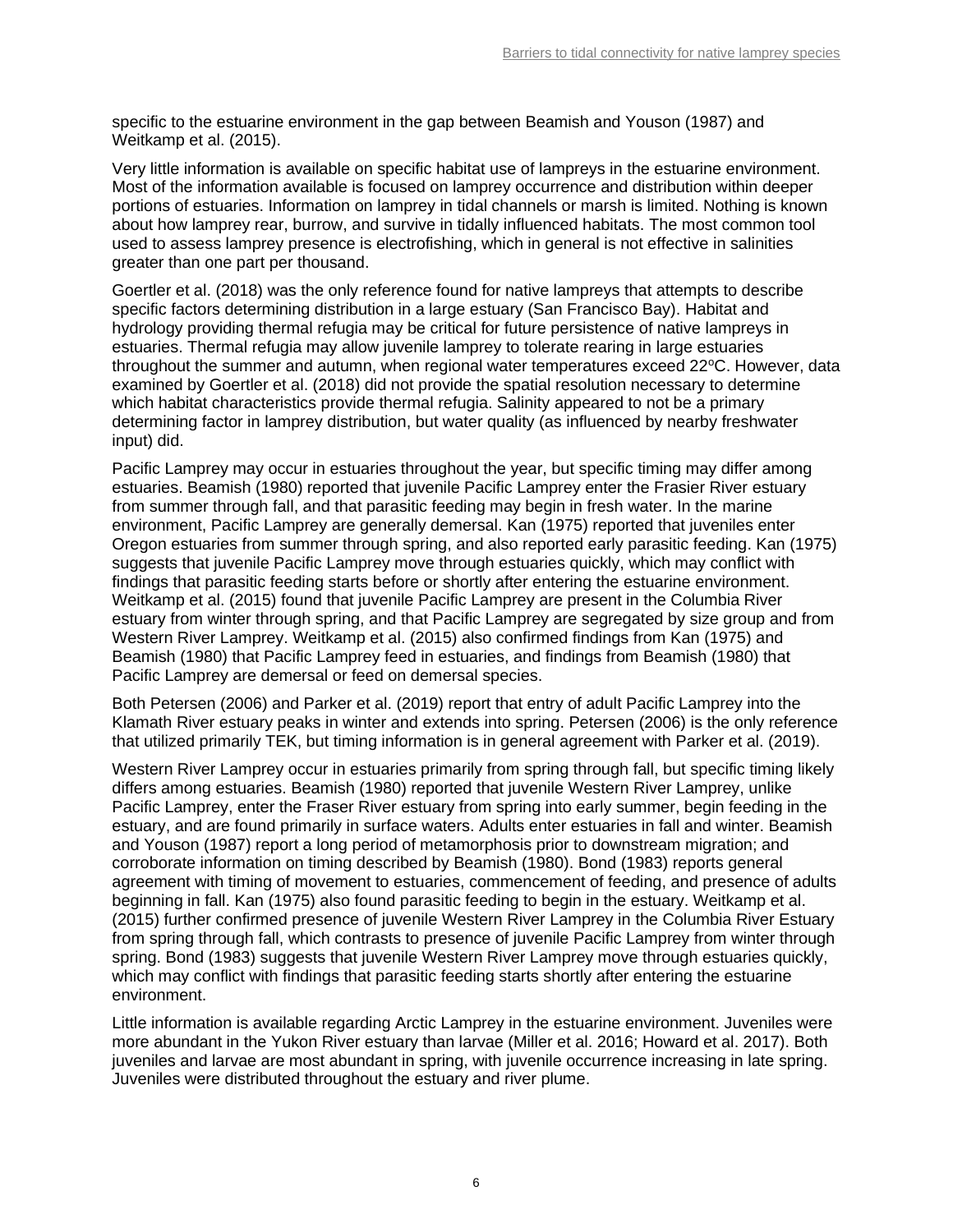specific to the estuarine environment in the gap between Beamish and Youson (1987) and Weitkamp et al. (2015).

Very little information is available on specific habitat use of lampreys in the estuarine environment. Most of the information available is focused on lamprey occurrence and distribution within deeper portions of estuaries. Information on lamprey in tidal channels or marsh is limited. Nothing is known about how lamprey rear, burrow, and survive in tidally influenced habitats. The most common tool used to assess lamprey presence is electrofishing, which in general is not effective in salinities greater than one part per thousand.

Goertler et al. (2018) was the only reference found for native lampreys that attempts to describe specific factors determining distribution in a large estuary (San Francisco Bay). Habitat and hydrology providing thermal refugia may be critical for future persistence of native lampreys in estuaries. Thermal refugia may allow juvenile lamprey to tolerate rearing in large estuaries throughout the summer and autumn, when regional water temperatures exceed 22ºC. However, data examined by Goertler et al. (2018) did not provide the spatial resolution necessary to determine which habitat characteristics provide thermal refugia. Salinity appeared to not be a primary determining factor in lamprey distribution, but water quality (as influenced by nearby freshwater input) did.

Pacific Lamprey may occur in estuaries throughout the year, but specific timing may differ among estuaries. Beamish (1980) reported that juvenile Pacific Lamprey enter the Frasier River estuary from summer through fall, and that parasitic feeding may begin in fresh water. In the marine environment, Pacific Lamprey are generally demersal. Kan (1975) reported that juveniles enter Oregon estuaries from summer through spring, and also reported early parasitic feeding. Kan (1975) suggests that juvenile Pacific Lamprey move through estuaries quickly, which may conflict with findings that parasitic feeding starts before or shortly after entering the estuarine environment. Weitkamp et al. (2015) found that juvenile Pacific Lamprey are present in the Columbia River estuary from winter through spring, and that Pacific Lamprey are segregated by size group and from Western River Lamprey. Weitkamp et al. (2015) also confirmed findings from Kan (1975) and Beamish (1980) that Pacific Lamprey feed in estuaries, and findings from Beamish (1980) that Pacific Lamprey are demersal or feed on demersal species.

Both Petersen (2006) and Parker et al. (2019) report that entry of adult Pacific Lamprey into the Klamath River estuary peaks in winter and extends into spring. Petersen (2006) is the only reference that utilized primarily TEK, but timing information is in general agreement with Parker et al. (2019).

Western River Lamprey occur in estuaries primarily from spring through fall, but specific timing likely differs among estuaries. Beamish (1980) reported that juvenile Western River Lamprey, unlike Pacific Lamprey, enter the Fraser River estuary from spring into early summer, begin feeding in the estuary, and are found primarily in surface waters. Adults enter estuaries in fall and winter. Beamish and Youson (1987) report a long period of metamorphosis prior to downstream migration; and corroborate information on timing described by Beamish (1980). Bond (1983) reports general agreement with timing of movement to estuaries, commencement of feeding, and presence of adults beginning in fall. Kan (1975) also found parasitic feeding to begin in the estuary. Weitkamp et al. (2015) further confirmed presence of juvenile Western River Lamprey in the Columbia River Estuary from spring through fall, which contrasts to presence of juvenile Pacific Lamprey from winter through spring. Bond (1983) suggests that juvenile Western River Lamprey move through estuaries quickly, which may conflict with findings that parasitic feeding starts shortly after entering the estuarine environment.

Little information is available regarding Arctic Lamprey in the estuarine environment. Juveniles were more abundant in the Yukon River estuary than larvae (Miller et al. 2016; Howard et al. 2017). Both juveniles and larvae are most abundant in spring, with juvenile occurrence increasing in late spring. Juveniles were distributed throughout the estuary and river plume.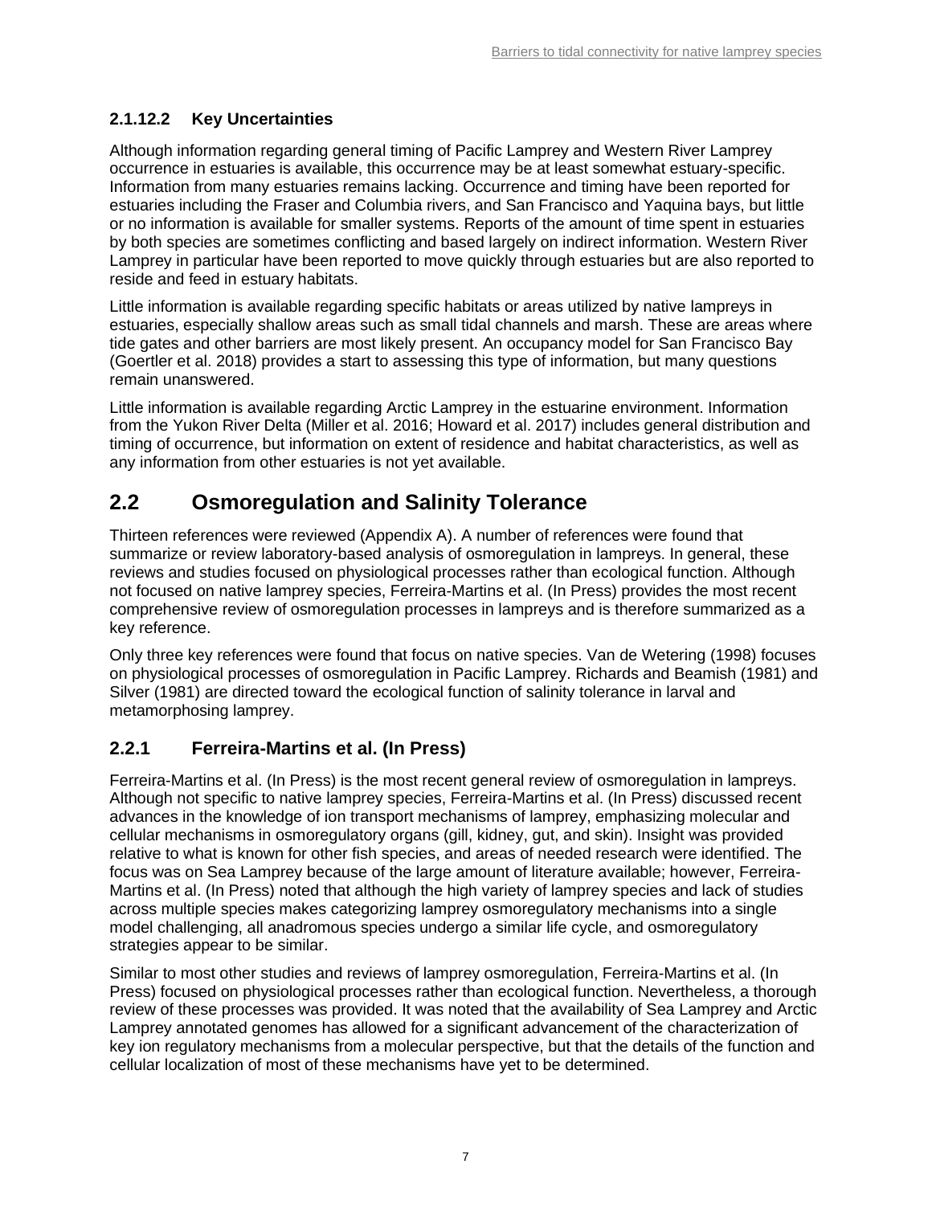#### 2.1.12.2 Key Uncertainties

Although information regarding general timing of Pacific Lamprey and Western River Lamprey occurrence in estuaries is available, this occurrence may be at least somewhat estuary-specific. Information from many estuaries remains lacking. Occurrence and timing have been reported for estuaries including the Fraser and Columbia rivers, and San Francisco and Yaquina bays, but little or no information is available for smaller systems. Reports of the amount of time spent in estuaries by both species are sometimes conflicting and based largely on indirect information. Western River Lamprey in particular have been reported to move quickly through estuaries but are also reported to reside and feed in estuary habitats.

Little information is available regarding specific habitats or areas utilized by native lampreys in estuaries, especially shallow areas such as small tidal channels and marsh. These are areas where tide gates and other barriers are most likely present. An occupancy model for San Francisco Bay (Goertler et al. 2018) provides a start to assessing this type of information, but many questions remain unanswered.

Little information is available regarding Arctic Lamprey in the estuarine environment. Information from the Yukon River Delta (Miller et al. 2016; Howard et al. 2017) includes general distribution and timing of occurrence, but information on extent of residence and habitat characteristics, as well as any information from other estuaries is not yet available.

## 2.2 Osmoregulation and Salinity Tolerance

Thirteen references were reviewed (Appendix A). A number of references were found that summarize or review laboratory-based analysis of osmoregulation in lampreys. In general, these reviews and studies focused on physiological processes rather than ecological function. Although not focused on native lamprey species, Ferreira-Martins et al. (In Press) provides the most recent comprehensive review of osmoregulation processes in lampreys and is therefore summarized as a key reference.

Only three key references were found that focus on native species. Van de Wetering (1998) focuses on physiological processes of osmoregulation in Pacific Lamprey. Richards and Beamish (1981) and Silver (1981) are directed toward the ecological function of salinity tolerance in larval and metamorphosing lamprey.

### 2.2.1 Ferreira-Martins et al. (In Press)

Ferreira-Martins et al. (In Press) is the most recent general review of osmoregulation in lampreys. Although not specific to native lamprey species, Ferreira-Martins et al. (In Press) discussed recent advances in the knowledge of ion transport mechanisms of lamprey, emphasizing molecular and cellular mechanisms in osmoregulatory organs (gill, kidney, gut, and skin). Insight was provided relative to what is known for other fish species, and areas of needed research were identified. The focus was on Sea Lamprey because of the large amount of literature available; however, Ferreira-Martins et al. (In Press) noted that although the high variety of lamprey species and lack of studies across multiple species makes categorizing lamprey osmoregulatory mechanisms into a single model challenging, all anadromous species undergo a similar life cycle, and osmoregulatory strategies appear to be similar.

Similar to most other studies and reviews of lamprey osmoregulation, Ferreira-Martins et al. (In Press) focused on physiological processes rather than ecological function. Nevertheless, a thorough review of these processes was provided. It was noted that the availability of Sea Lamprey and Arctic Lamprey annotated genomes has allowed for a significant advancement of the characterization of key ion regulatory mechanisms from a molecular perspective, but that the details of the function and cellular localization of most of these mechanisms have yet to be determined.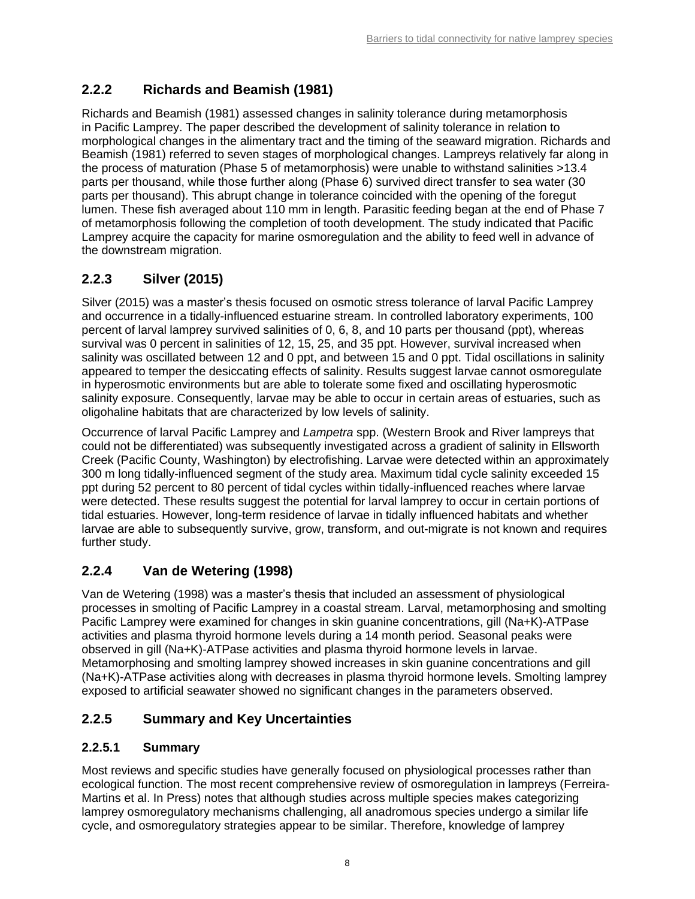### 2.2.2 Richards and Beamish (1981)

Richards and Beamish (1981) assessed changes in salinity tolerance during metamorphosis in Pacific Lamprey. The paper described the development of salinity tolerance in relation to morphological changes in the alimentary tract and the timing of the seaward migration. Richards and Beamish (1981) referred to seven stages of morphological changes. Lampreys relatively far along in the process of maturation (Phase 5 of metamorphosis) were unable to withstand salinities >13.4 parts per thousand, while those further along (Phase 6) survived direct transfer to sea water (30 parts per thousand). This abrupt change in tolerance coincided with the opening of the foregut lumen. These fish averaged about 110 mm in length. Parasitic feeding began at the end of Phase 7 of metamorphosis following the completion of tooth development. The study indicated that Pacific Lamprey acquire the capacity for marine osmoregulation and the ability to feed well in advance of the downstream migration.

### 2.2.3 Silver (2015)

Silver (2015) was a master's thesis focused on osmotic stress tolerance of larval Pacific Lamprey and occurrence in a tidally-influenced estuarine stream. In controlled laboratory experiments, 100 percent of larval lamprey survived salinities of 0, 6, 8, and 10 parts per thousand (ppt), whereas survival was 0 percent in salinities of 12, 15, 25, and 35 ppt. However, survival increased when salinity was oscillated between 12 and 0 ppt, and between 15 and 0 ppt. Tidal oscillations in salinity appeared to temper the desiccating effects of salinity. Results suggest larvae cannot osmoregulate in hyperosmotic environments but are able to tolerate some fixed and oscillating hyperosmotic salinity exposure. Consequently, larvae may be able to occur in certain areas of estuaries, such as oligohaline habitats that are characterized by low levels of salinity.

Occurrence of larval Pacific Lamprey and *Lampetra* spp. (Western Brook and River lampreys that could not be differentiated) was subsequently investigated across a gradient of salinity in Ellsworth Creek (Pacific County, Washington) by electrofishing. Larvae were detected within an approximately 300 m long tidally-influenced segment of the study area. Maximum tidal cycle salinity exceeded 15 ppt during 52 percent to 80 percent of tidal cycles within tidally-influenced reaches where larvae were detected. These results suggest the potential for larval lamprey to occur in certain portions of tidal estuaries. However, long-term residence of larvae in tidally influenced habitats and whether larvae are able to subsequently survive, grow, transform, and out-migrate is not known and requires further study.

### 2.2.4 Van de Wetering (1998)

Van de Wetering (1998) was a master's thesis that included an assessment of physiological processes in smolting of Pacific Lamprey in a coastal stream. Larval, metamorphosing and smolting Pacific Lamprey were examined for changes in skin guanine concentrations, gill (Na+K)-ATPase activities and plasma thyroid hormone levels during a 14 month period. Seasonal peaks were observed in gill (Na+K)-ATPase activities and plasma thyroid hormone levels in larvae. Metamorphosing and smolting lamprey showed increases in skin guanine concentrations and gill (Na+K)-ATPase activities along with decreases in plasma thyroid hormone levels. Smolting lamprey exposed to artificial seawater showed no significant changes in the parameters observed.

### 2.2.5 Summary and Key Uncertainties

#### 2.2.5.1 Summary

Most reviews and specific studies have generally focused on physiological processes rather than ecological function. The most recent comprehensive review of osmoregulation in lampreys (Ferreira-Martins et al. In Press) notes that although studies across multiple species makes categorizing lamprey osmoregulatory mechanisms challenging, all anadromous species undergo a similar life cycle, and osmoregulatory strategies appear to be similar. Therefore, knowledge of lamprey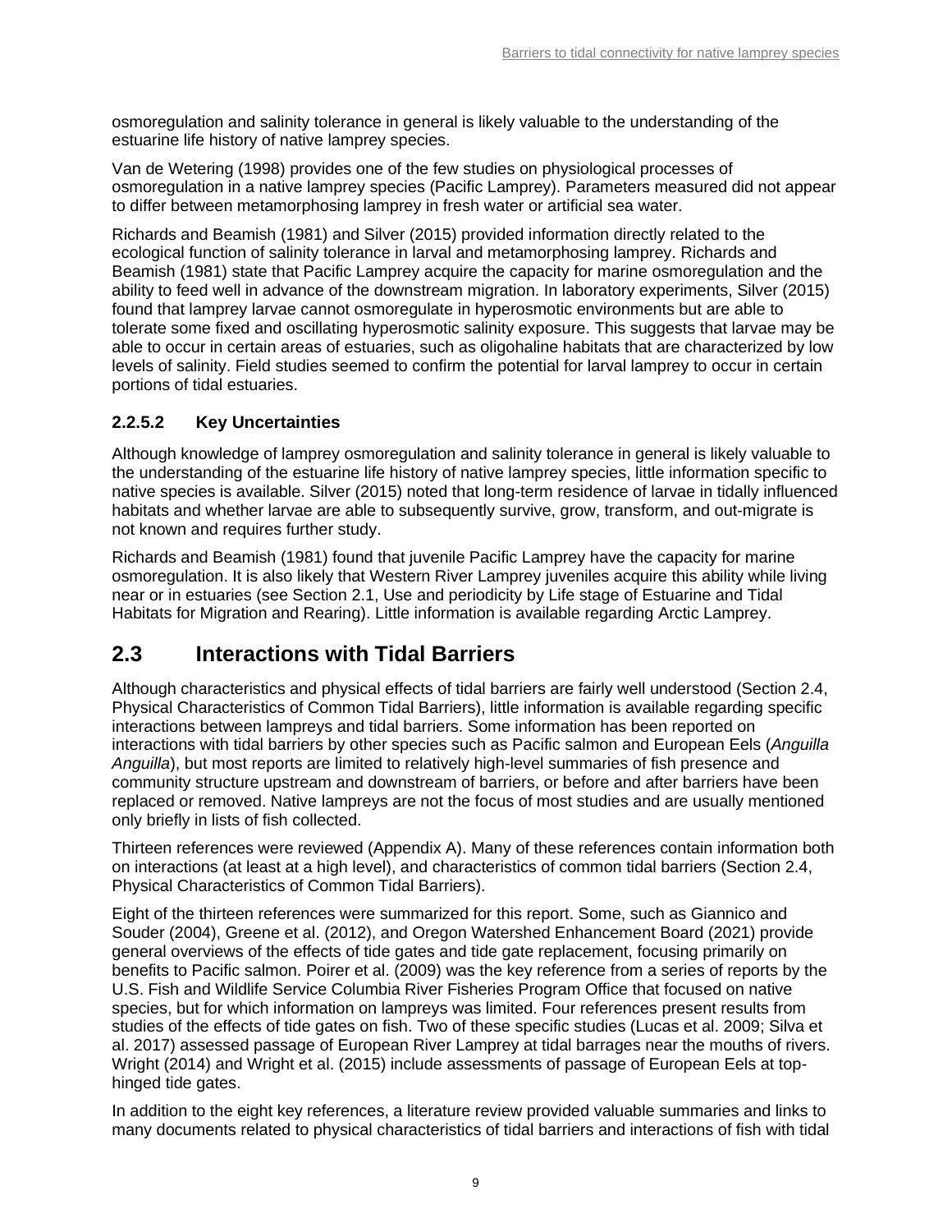osmoregulation and salinity tolerance in general is likely valuable to the understanding of the estuarine life history of native lamprey species.

Van de Wetering (1998) provides one of the few studies on physiological processes of osmoregulation in a native lamprey species (Pacific Lamprey). Parameters measured did not appear to differ between metamorphosing lamprey in fresh water or artificial sea water.

Richards and Beamish (1981) and Silver (2015) provided information directly related to the ecological function of salinity tolerance in larval and metamorphosing lamprey. Richards and Beamish (1981) state that Pacific Lamprey acquire the capacity for marine osmoregulation and the ability to feed well in advance of the downstream migration. In laboratory experiments, Silver (2015) found that lamprey larvae cannot osmoregulate in hyperosmotic environments but are able to tolerate some fixed and oscillating hyperosmotic salinity exposure. This suggests that larvae may be able to occur in certain areas of estuaries, such as oligohaline habitats that are characterized by low levels of salinity. Field studies seemed to confirm the potential for larval lamprey to occur in certain portions of tidal estuaries.

#### 2.2.5.2 Key Uncertainties

Although knowledge of lamprey osmoregulation and salinity tolerance in general is likely valuable to the understanding of the estuarine life history of native lamprey species, little information specific to native species is available. Silver (2015) noted that long-term residence of larvae in tidally influenced habitats and whether larvae are able to subsequently survive, grow, transform, and out-migrate is not known and requires further study.

Richards and Beamish (1981) found that juvenile Pacific Lamprey have the capacity for marine osmoregulation. It is also likely that Western River Lamprey juveniles acquire this ability while living near or in estuaries (see Section 2.1, Use and periodicity by Life stage of Estuarine and Tidal Habitats for Migration and Rearing). Little information is available regarding Arctic Lamprey.

## 2.3 Interactions with Tidal Barriers

Although characteristics and physical effects of tidal barriers are fairly well understood (Section 2.4, Physical Characteristics of Common Tidal Barriers), little information is available regarding specific interactions between lampreys and tidal barriers. Some information has been reported on interactions with tidal barriers by other species such as Pacific salmon and European Eels (*Anguilla Anguilla*), but most reports are limited to relatively high-level summaries of fish presence and community structure upstream and downstream of barriers, or before and after barriers have been replaced or removed. Native lampreys are not the focus of most studies and are usually mentioned only briefly in lists of fish collected.

Thirteen references were reviewed (Appendix A). Many of these references contain information both on interactions (at least at a high level), and characteristics of common tidal barriers (Section 2.4, Physical Characteristics of Common Tidal Barriers).

Eight of the thirteen references were summarized for this report. Some, such as Giannico and Souder (2004), Greene et al. (2012), and Oregon Watershed Enhancement Board (2021) provide general overviews of the effects of tide gates and tide gate replacement, focusing primarily on benefits to Pacific salmon. Poirer et al. (2009) was the key reference from a series of reports by the U.S. Fish and Wildlife Service Columbia River Fisheries Program Office that focused on native species, but for which information on lampreys was limited. Four references present results from studies of the effects of tide gates on fish. Two of these specific studies (Lucas et al. 2009; Silva et al. 2017) assessed passage of European River Lamprey at tidal barrages near the mouths of rivers. Wright (2014) and Wright et al. (2015) include assessments of passage of European Eels at top-hinged tide gates.

In addition to the eight key references, a literature review provided valuable summaries and links to many documents related to physical characteristics of tidal barriers and interactions of fish with tidal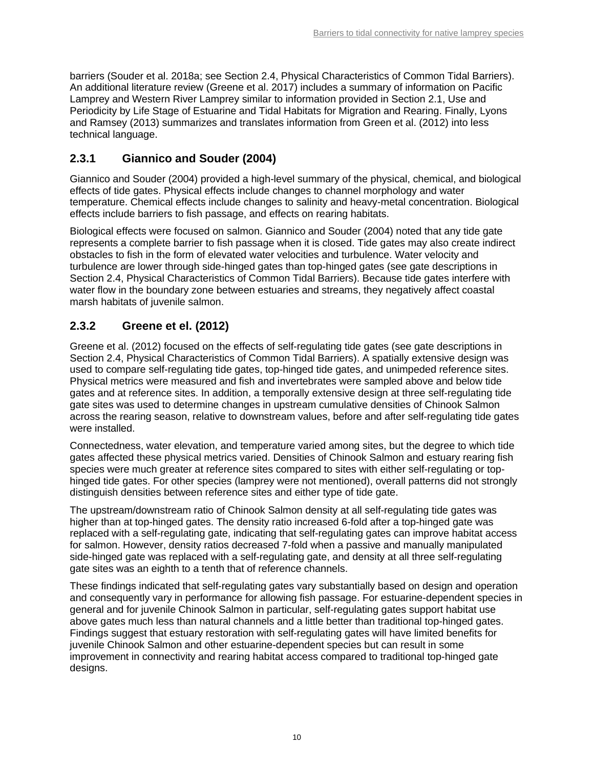barriers (Souder et al. 2018a; see Section 2.4, Physical Characteristics of Common Tidal Barriers). An additional literature review (Greene et al. 2017) includes a summary of information on Pacific Lamprey and Western River Lamprey similar to information provided in Section 2.1, Use and Periodicity by Life Stage of Estuarine and Tidal Habitats for Migration and Rearing. Finally, Lyons and Ramsey (2013) summarizes and translates information from Green et al. (2012) into less technical language.

### 2.3.1 Giannico and Souder (2004)

Giannico and Souder (2004) provided a high-level summary of the physical, chemical, and biological effects of tide gates. Physical effects include changes to channel morphology and water temperature. Chemical effects include changes to salinity and heavy-metal concentration. Biological effects include barriers to fish passage, and effects on rearing habitats.

Biological effects were focused on salmon. Giannico and Souder (2004) noted that any tide gate represents a complete barrier to fish passage when it is closed. Tide gates may also create indirect obstacles to fish in the form of elevated water velocities and turbulence. Water velocity and turbulence are lower through side-hinged gates than top-hinged gates (see gate descriptions in Section 2.4, Physical Characteristics of Common Tidal Barriers). Because tide gates interfere with water flow in the boundary zone between estuaries and streams, they negatively affect coastal marsh habitats of juvenile salmon.

### 2.3.2 Greene et el. (2012)

Greene et al. (2012) focused on the effects of self-regulating tide gates (see gate descriptions in Section 2.4, Physical Characteristics of Common Tidal Barriers). A spatially extensive design was used to compare self-regulating tide gates, top-hinged tide gates, and unimpeded reference sites. Physical metrics were measured and fish and invertebrates were sampled above and below tide gates and at reference sites. In addition, a temporally extensive design at three self-regulating tide gate sites was used to determine changes in upstream cumulative densities of Chinook Salmon across the rearing season, relative to downstream values, before and after self-regulating tide gates were installed.

Connectedness, water elevation, and temperature varied among sites, but the degree to which tide gates affected these physical metrics varied. Densities of Chinook Salmon and estuary rearing fish species were much greater at reference sites compared to sites with either self-regulating or top-hinged tide gates. For other species (lamprey were not mentioned), overall patterns did not strongly distinguish densities between reference sites and either type of tide gate.

The upstream/downstream ratio of Chinook Salmon density at all self-regulating tide gates was higher than at top-hinged gates. The density ratio increased 6-fold after a top-hinged gate was replaced with a self-regulating gate, indicating that self-regulating gates can improve habitat access for salmon. However, density ratios decreased 7-fold when a passive and manually manipulated side-hinged gate was replaced with a self-regulating gate, and density at all three self-regulating gate sites was an eighth to a tenth that of reference channels.

These findings indicated that self-regulating gates vary substantially based on design and operation and consequently vary in performance for allowing fish passage. For estuarine-dependent species in general and for juvenile Chinook Salmon in particular, self-regulating gates support habitat use above gates much less than natural channels and a little better than traditional top-hinged gates. Findings suggest that estuary restoration with self-regulating gates will have limited benefits for juvenile Chinook Salmon and other estuarine-dependent species but can result in some improvement in connectivity and rearing habitat access compared to traditional top-hinged gate designs.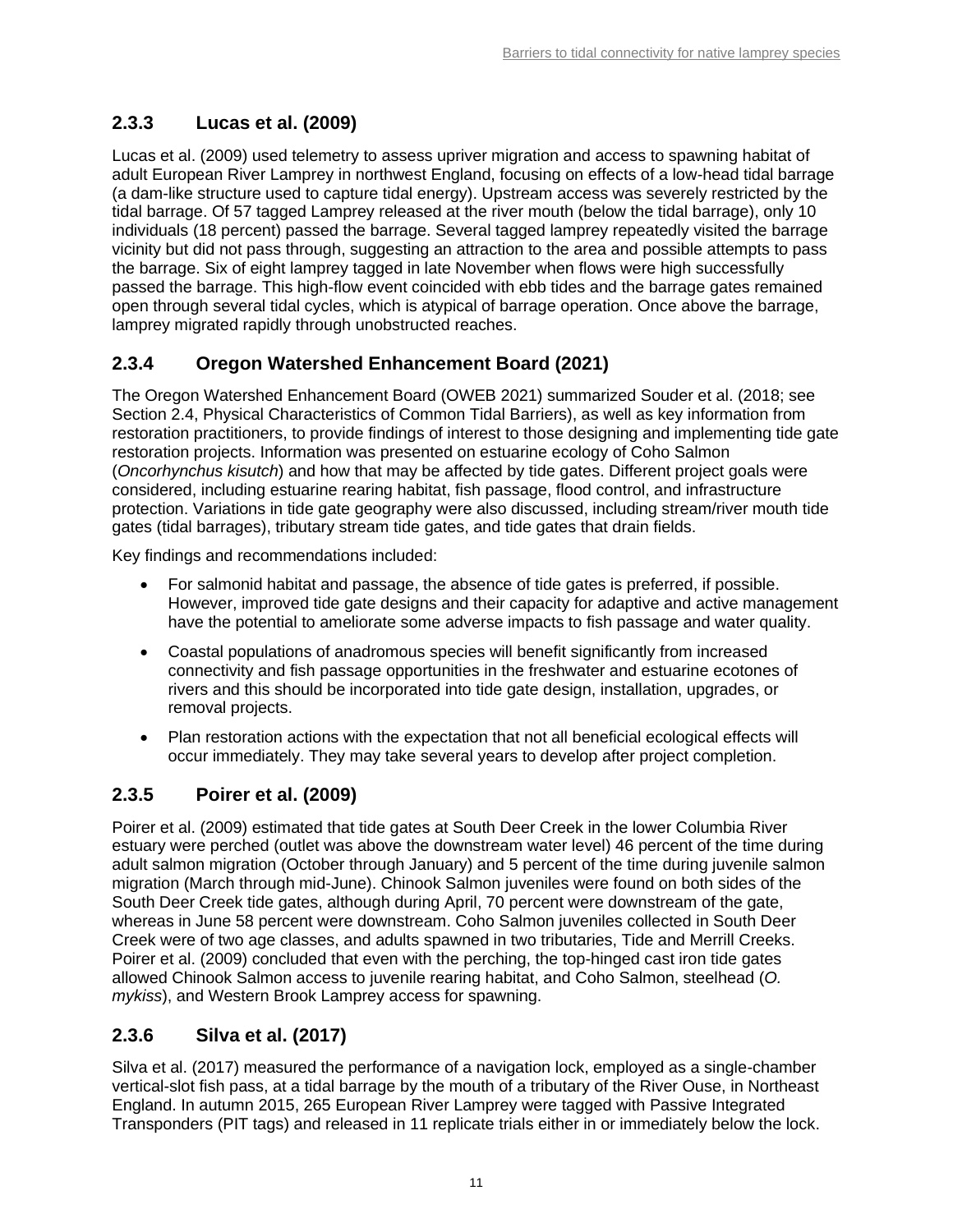### 2.3.3 Lucas et al. (2009)

Lucas et al. (2009) used telemetry to assess upriver migration and access to spawning habitat of adult European River Lamprey in northwest England, focusing on effects of a low-head tidal barrage (a dam-like structure used to capture tidal energy). Upstream access was severely restricted by the tidal barrage. Of 57 tagged Lamprey released at the river mouth (below the tidal barrage), only 10 individuals (18 percent) passed the barrage. Several tagged lamprey repeatedly visited the barrage vicinity but did not pass through, suggesting an attraction to the area and possible attempts to pass the barrage. Six of eight lamprey tagged in late November when flows were high successfully passed the barrage. This high-flow event coincided with ebb tides and the barrage gates remained open through several tidal cycles, which is atypical of barrage operation. Once above the barrage, lamprey migrated rapidly through unobstructed reaches.

### 2.3.4 Oregon Watershed Enhancement Board (2021)

The Oregon Watershed Enhancement Board (OWEB 2021) summarized Souder et al. (2018; see Section 2.4, Physical Characteristics of Common Tidal Barriers), as well as key information from restoration practitioners, to provide findings of interest to those designing and implementing tide gate restoration projects. Information was presented on estuarine ecology of Coho Salmon (*Oncorhynchus kisutch*) and how that may be affected by tide gates. Different project goals were considered, including estuarine rearing habitat, fish passage, flood control, and infrastructure protection. Variations in tide gate geography were also discussed, including stream/river mouth tide gates (tidal barrages), tributary stream tide gates, and tide gates that drain fields.

Key findings and recommendations included:

- For salmonid habitat and passage, the absence of tide gates is preferred, if possible. However, improved tide gate designs and their capacity for adaptive and active management have the potential to ameliorate some adverse impacts to fish passage and water quality.
- Coastal populations of anadromous species will benefit significantly from increased connectivity and fish passage opportunities in the freshwater and estuarine ecotones of rivers and this should be incorporated into tide gate design, installation, upgrades, or removal projects.
- Plan restoration actions with the expectation that not all beneficial ecological effects will occur immediately. They may take several years to develop after project completion.

### 2.3.5 Poirer et al. (2009)

Poirer et al. (2009) estimated that tide gates at South Deer Creek in the lower Columbia River estuary were perched (outlet was above the downstream water level) 46 percent of the time during adult salmon migration (October through January) and 5 percent of the time during juvenile salmon migration (March through mid-June). Chinook Salmon juveniles were found on both sides of the South Deer Creek tide gates, although during April, 70 percent were downstream of the gate, whereas in June 58 percent were downstream. Coho Salmon juveniles collected in South Deer Creek were of two age classes, and adults spawned in two tributaries, Tide and Merrill Creeks. Poirer et al. (2009) concluded that even with the perching, the top-hinged cast iron tide gates allowed Chinook Salmon access to juvenile rearing habitat, and Coho Salmon, steelhead (*O. mykiss*), and Western Brook Lamprey access for spawning.

### 2.3.6 Silva et al. (2017)

Silva et al. (2017) measured the performance of a navigation lock, employed as a single-chamber vertical-slot fish pass, at a tidal barrage by the mouth of a tributary of the River Ouse, in Northeast England. In autumn 2015, 265 European River Lamprey were tagged with Passive Integrated Transponders (PIT tags) and released in 11 replicate trials either in or immediately below the lock.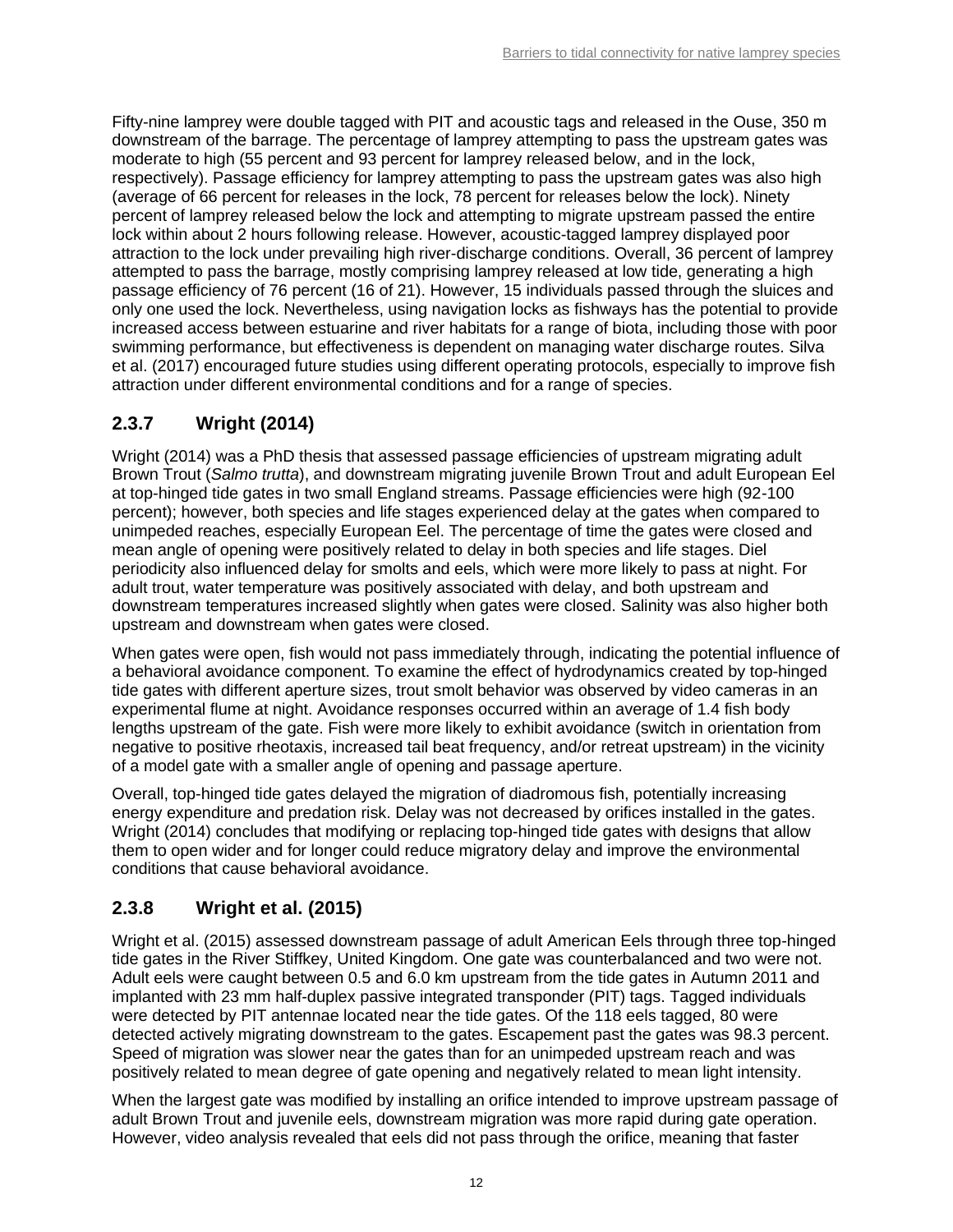Fifty-nine lamprey were double tagged with PIT and acoustic tags and released in the Ouse, 350 m downstream of the barrage. The percentage of lamprey attempting to pass the upstream gates was moderate to high (55 percent and 93 percent for lamprey released below, and in the lock, respectively). Passage efficiency for lamprey attempting to pass the upstream gates was also high (average of 66 percent for releases in the lock, 78 percent for releases below the lock). Ninety percent of lamprey released below the lock and attempting to migrate upstream passed the entire lock within about 2 hours following release. However, acoustic-tagged lamprey displayed poor attraction to the lock under prevailing high river-discharge conditions. Overall, 36 percent of lamprey attempted to pass the barrage, mostly comprising lamprey released at low tide, generating a high passage efficiency of 76 percent (16 of 21). However, 15 individuals passed through the sluices and only one used the lock. Nevertheless, using navigation locks as fishways has the potential to provide increased access between estuarine and river habitats for a range of biota, including those with poor swimming performance, but effectiveness is dependent on managing water discharge routes. Silva et al. (2017) encouraged future studies using different operating protocols, especially to improve fish attraction under different environmental conditions and for a range of species.

### 2.3.7 Wright (2014)

Wright (2014) was a PhD thesis that assessed passage efficiencies of upstream migrating adult Brown Trout (*Salmo trutta*), and downstream migrating juvenile Brown Trout and adult European Eel at top-hinged tide gates in two small England streams. Passage efficiencies were high (92-100 percent); however, both species and life stages experienced delay at the gates when compared to unimpeded reaches, especially European Eel. The percentage of time the gates were closed and mean angle of opening were positively related to delay in both species and life stages. Diel periodicity also influenced delay for smolts and eels, which were more likely to pass at night. For adult trout, water temperature was positively associated with delay, and both upstream and downstream temperatures increased slightly when gates were closed. Salinity was also higher both upstream and downstream when gates were closed.

When gates were open, fish would not pass immediately through, indicating the potential influence of a behavioral avoidance component. To examine the effect of hydrodynamics created by top-hinged tide gates with different aperture sizes, trout smolt behavior was observed by video cameras in an experimental flume at night. Avoidance responses occurred within an average of 1.4 fish body lengths upstream of the gate. Fish were more likely to exhibit avoidance (switch in orientation from negative to positive rheotaxis, increased tail beat frequency, and/or retreat upstream) in the vicinity of a model gate with a smaller angle of opening and passage aperture.

Overall, top-hinged tide gates delayed the migration of diadromous fish, potentially increasing energy expenditure and predation risk. Delay was not decreased by orifices installed in the gates. Wright (2014) concludes that modifying or replacing top-hinged tide gates with designs that allow them to open wider and for longer could reduce migratory delay and improve the environmental conditions that cause behavioral avoidance.

### 2.3.8 Wright et al. (2015)

Wright et al. (2015) assessed downstream passage of adult American Eels through three top-hinged tide gates in the River Stiffkey, United Kingdom. One gate was counterbalanced and two were not. Adult eels were caught between 0.5 and 6.0 km upstream from the tide gates in Autumn 2011 and implanted with 23 mm half-duplex passive integrated transponder (PIT) tags. Tagged individuals were detected by PIT antennae located near the tide gates. Of the 118 eels tagged, 80 were detected actively migrating downstream to the gates. Escapement past the gates was 98.3 percent. Speed of migration was slower near the gates than for an unimpeded upstream reach and was positively related to mean degree of gate opening and negatively related to mean light intensity.

When the largest gate was modified by installing an orifice intended to improve upstream passage of adult Brown Trout and juvenile eels, downstream migration was more rapid during gate operation. However, video analysis revealed that eels did not pass through the orifice, meaning that faster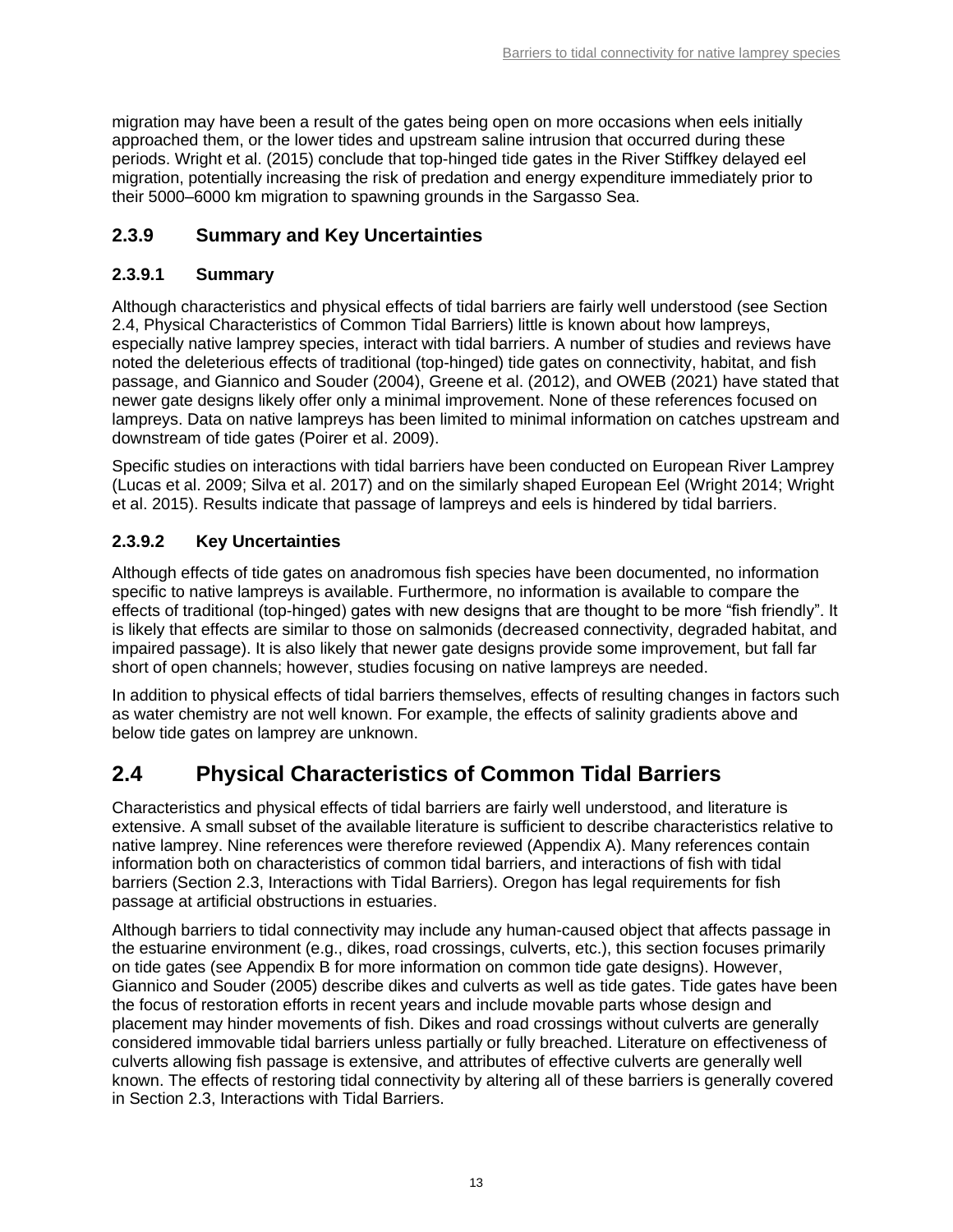migration may have been a result of the gates being open on more occasions when eels initially approached them, or the lower tides and upstream saline intrusion that occurred during these periods. Wright et al. (2015) conclude that top-hinged tide gates in the River Stiffkey delayed eel migration, potentially increasing the risk of predation and energy expenditure immediately prior to their 5000–6000 km migration to spawning grounds in the Sargasso Sea.

### 2.3.9 Summary and Key Uncertainties

#### 2.3.9.1 Summary

Although characteristics and physical effects of tidal barriers are fairly well understood (see Section 2.4, Physical Characteristics of Common Tidal Barriers) little is known about how lampreys, especially native lamprey species, interact with tidal barriers. A number of studies and reviews have noted the deleterious effects of traditional (top-hinged) tide gates on connectivity, habitat, and fish passage, and Giannico and Souder (2004), Greene et al. (2012), and OWEB (2021) have stated that newer gate designs likely offer only a minimal improvement. None of these references focused on lampreys. Data on native lampreys has been limited to minimal information on catches upstream and downstream of tide gates (Poirer et al. 2009).

Specific studies on interactions with tidal barriers have been conducted on European River Lamprey (Lucas et al. 2009; Silva et al. 2017) and on the similarly shaped European Eel (Wright 2014; Wright et al. 2015). Results indicate that passage of lampreys and eels is hindered by tidal barriers.

#### 2.3.9.2 Key Uncertainties

Although effects of tide gates on anadromous fish species have been documented, no information specific to native lampreys is available. Furthermore, no information is available to compare the effects of traditional (top-hinged) gates with new designs that are thought to be more “fish friendly”. It is likely that effects are similar to those on salmonids (decreased connectivity, degraded habitat, and impaired passage). It is also likely that newer gate designs provide some improvement, but fall far short of open channels; however, studies focusing on native lampreys are needed.

In addition to physical effects of tidal barriers themselves, effects of resulting changes in factors such as water chemistry are not well known. For example, the effects of salinity gradients above and below tide gates on lamprey are unknown.

## 2.4 Physical Characteristics of Common Tidal Barriers

Characteristics and physical effects of tidal barriers are fairly well understood, and literature is extensive. A small subset of the available literature is sufficient to describe characteristics relative to native lamprey. Nine references were therefore reviewed (Appendix A). Many references contain information both on characteristics of common tidal barriers, and interactions of fish with tidal barriers (Section 2.3, Interactions with Tidal Barriers). Oregon has legal requirements for fish passage at artificial obstructions in estuaries.

Although barriers to tidal connectivity may include any human-caused object that affects passage in the estuarine environment (e.g., dikes, road crossings, culverts, etc.), this section focuses primarily on tide gates (see Appendix B for more information on common tide gate designs). However, Giannico and Souder (2005) describe dikes and culverts as well as tide gates. Tide gates have been the focus of restoration efforts in recent years and include movable parts whose design and placement may hinder movements of fish. Dikes and road crossings without culverts are generally considered immovable tidal barriers unless partially or fully breached. Literature on effectiveness of culverts allowing fish passage is extensive, and attributes of effective culverts are generally well known. The effects of restoring tidal connectivity by altering all of these barriers is generally covered in Section 2.3, Interactions with Tidal Barriers.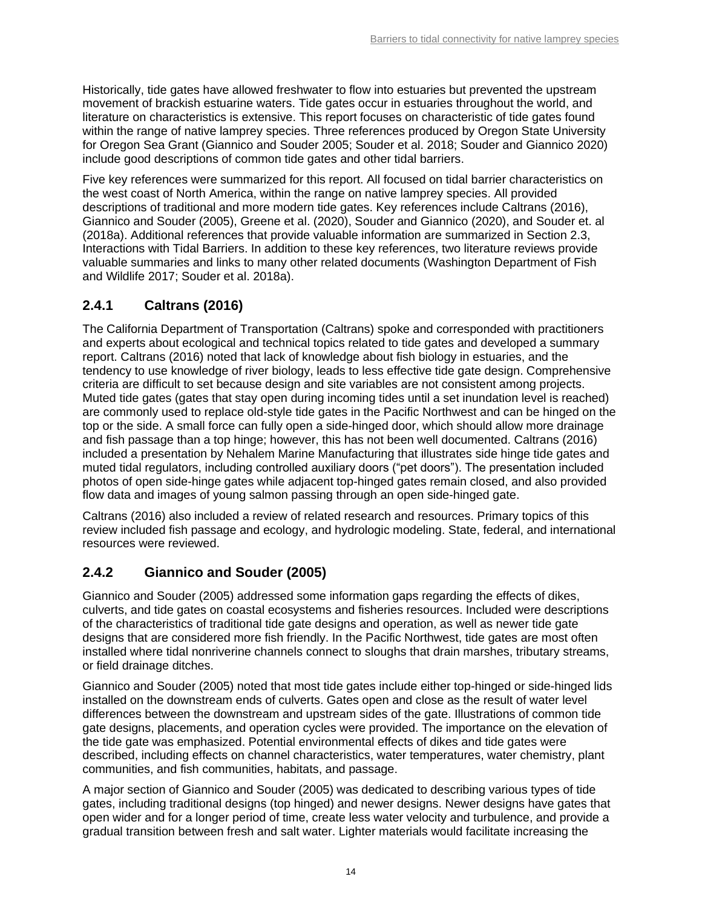Historically, tide gates have allowed freshwater to flow into estuaries but prevented the upstream movement of brackish estuarine waters. Tide gates occur in estuaries throughout the world, and literature on characteristics is extensive. This report focuses on characteristic of tide gates found within the range of native lamprey species. Three references produced by Oregon State University for Oregon Sea Grant (Giannico and Souder 2005; Souder et al. 2018; Souder and Giannico 2020) include good descriptions of common tide gates and other tidal barriers.

Five key references were summarized for this report. All focused on tidal barrier characteristics on the west coast of North America, within the range on native lamprey species. All provided descriptions of traditional and more modern tide gates. Key references include Caltrans (2016), Giannico and Souder (2005), Greene et al. (2020), Souder and Giannico (2020), and Souder et. al (2018a). Additional references that provide valuable information are summarized in Section 2.3, Interactions with Tidal Barriers. In addition to these key references, two literature reviews provide valuable summaries and links to many other related documents (Washington Department of Fish and Wildlife 2017; Souder et al. 2018a).

## 2.4.1 Caltrans (2016)

The California Department of Transportation (Caltrans) spoke and corresponded with practitioners and experts about ecological and technical topics related to tide gates and developed a summary report. Caltrans (2016) noted that lack of knowledge about fish biology in estuaries, and the tendency to use knowledge of river biology, leads to less effective tide gate design. Comprehensive criteria are difficult to set because design and site variables are not consistent among projects. Muted tide gates (gates that stay open during incoming tides until a set inundation level is reached) are commonly used to replace old-style tide gates in the Pacific Northwest and can be hinged on the top or the side. A small force can fully open a side-hinged door, which should allow more drainage and fish passage than a top hinge; however, this has not been well documented. Caltrans (2016) included a presentation by Nehalem Marine Manufacturing that illustrates side hinge tide gates and muted tidal regulators, including controlled auxiliary doors ("pet doors"). The presentation included photos of open side-hinge gates while adjacent top-hinged gates remain closed, and also provided flow data and images of young salmon passing through an open side-hinged gate.

Caltrans (2016) also included a review of related research and resources. Primary topics of this review included fish passage and ecology, and hydrologic modeling. State, federal, and international resources were reviewed.

## 2.4.2 Giannico and Souder (2005)

Giannico and Souder (2005) addressed some information gaps regarding the effects of dikes, culverts, and tide gates on coastal ecosystems and fisheries resources. Included were descriptions of the characteristics of traditional tide gate designs and operation, as well as newer tide gate designs that are considered more fish friendly. In the Pacific Northwest, tide gates are most often installed where tidal nonriverine channels connect to sloughs that drain marshes, tributary streams, or field drainage ditches.

Giannico and Souder (2005) noted that most tide gates include either top-hinged or side-hinged lids installed on the downstream ends of culverts. Gates open and close as the result of water level differences between the downstream and upstream sides of the gate. Illustrations of common tide gate designs, placements, and operation cycles were provided. The importance on the elevation of the tide gate was emphasized. Potential environmental effects of dikes and tide gates were described, including effects on channel characteristics, water temperatures, water chemistry, plant communities, and fish communities, habitats, and passage.

A major section of Giannico and Souder (2005) was dedicated to describing various types of tide gates, including traditional designs (top hinged) and newer designs. Newer designs have gates that open wider and for a longer period of time, create less water velocity and turbulence, and provide a gradual transition between fresh and salt water. Lighter materials would facilitate increasing the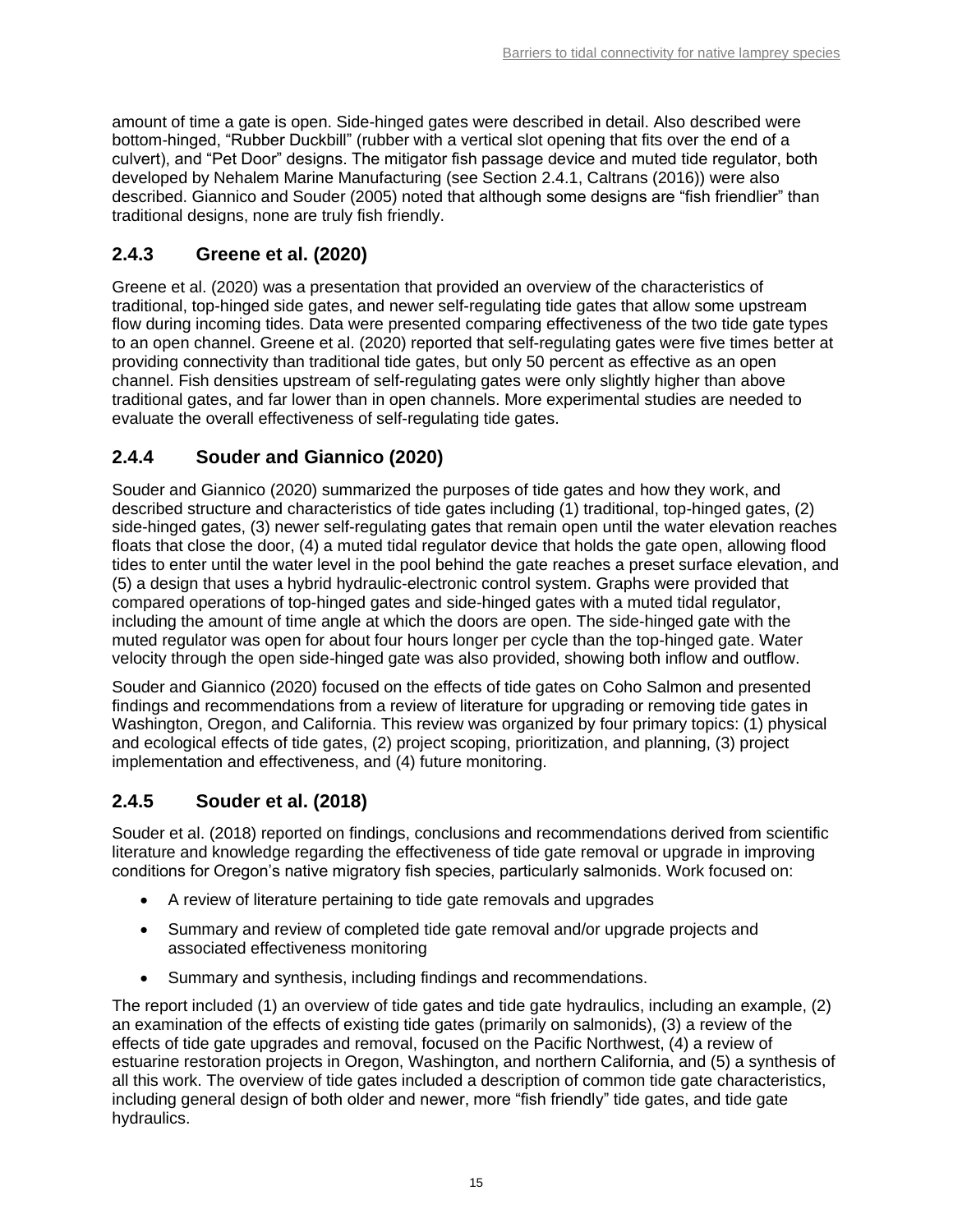amount of time a gate is open. Side-hinged gates were described in detail. Also described were bottom-hinged, "Rubber Duckbill" (rubber with a vertical slot opening that fits over the end of a culvert), and "Pet Door" designs. The mitigator fish passage device and muted tide regulator, both developed by Nehalem Marine Manufacturing (see Section 2.4.1, Caltrans (2016)) were also described. Giannico and Souder (2005) noted that although some designs are "fish friendlier" than traditional designs, none are truly fish friendly.

### 2.4.3 Greene et al. (2020)

Greene et al. (2020) was a presentation that provided an overview of the characteristics of traditional, top-hinged side gates, and newer self-regulating tide gates that allow some upstream flow during incoming tides. Data were presented comparing effectiveness of the two tide gate types to an open channel. Greene et al. (2020) reported that self-regulating gates were five times better at providing connectivity than traditional tide gates, but only 50 percent as effective as an open channel. Fish densities upstream of self-regulating gates were only slightly higher than above traditional gates, and far lower than in open channels. More experimental studies are needed to evaluate the overall effectiveness of self-regulating tide gates.

### 2.4.4 Souder and Giannico (2020)

Souder and Giannico (2020) summarized the purposes of tide gates and how they work, and described structure and characteristics of tide gates including (1) traditional, top-hinged gates, (2) side-hinged gates, (3) newer self-regulating gates that remain open until the water elevation reaches floats that close the door, (4) a muted tidal regulator device that holds the gate open, allowing flood tides to enter until the water level in the pool behind the gate reaches a preset surface elevation, and (5) a design that uses a hybrid hydraulic-electronic control system. Graphs were provided that compared operations of top-hinged gates and side-hinged gates with a muted tidal regulator, including the amount of time angle at which the doors are open. The side-hinged gate with the muted regulator was open for about four hours longer per cycle than the top-hinged gate. Water velocity through the open side-hinged gate was also provided, showing both inflow and outflow.

Souder and Giannico (2020) focused on the effects of tide gates on Coho Salmon and presented findings and recommendations from a review of literature for upgrading or removing tide gates in Washington, Oregon, and California. This review was organized by four primary topics: (1) physical and ecological effects of tide gates, (2) project scoping, prioritization, and planning, (3) project implementation and effectiveness, and (4) future monitoring.

### 2.4.5 Souder et al. (2018)

Souder et al. (2018) reported on findings, conclusions and recommendations derived from scientific literature and knowledge regarding the effectiveness of tide gate removal or upgrade in improving conditions for Oregon's native migratory fish species, particularly salmonids. Work focused on:

- A review of literature pertaining to tide gate removals and upgrades
- Summary and review of completed tide gate removal and/or upgrade projects and associated effectiveness monitoring
- Summary and synthesis, including findings and recommendations.

The report included (1) an overview of tide gates and tide gate hydraulics, including an example, (2) an examination of the effects of existing tide gates (primarily on salmonids), (3) a review of the effects of tide gate upgrades and removal, focused on the Pacific Northwest, (4) a review of estuarine restoration projects in Oregon, Washington, and northern California, and (5) a synthesis of all this work. The overview of tide gates included a description of common tide gate characteristics, including general design of both older and newer, more "fish friendly" tide gates, and tide gate hydraulics.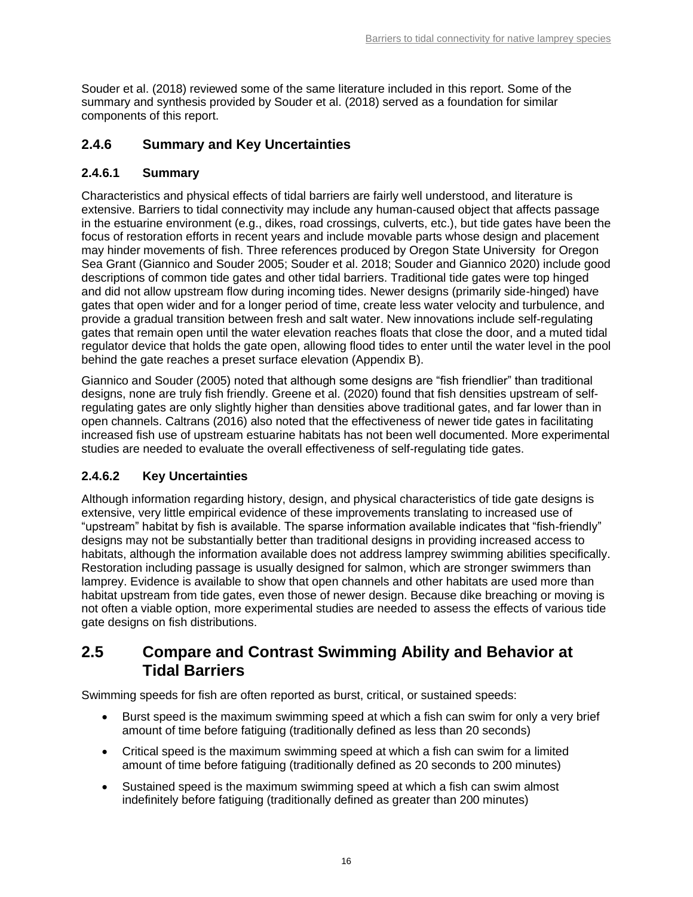Souder et al. (2018) reviewed some of the same literature included in this report. Some of the summary and synthesis provided by Souder et al. (2018) served as a foundation for similar components of this report.

### 2.4.6 Summary and Key Uncertainties

#### 2.4.6.1 Summary

Characteristics and physical effects of tidal barriers are fairly well understood, and literature is extensive. Barriers to tidal connectivity may include any human-caused object that affects passage in the estuarine environment (e.g., dikes, road crossings, culverts, etc.), but tide gates have been the focus of restoration efforts in recent years and include movable parts whose design and placement may hinder movements of fish. Three references produced by Oregon State University for Oregon Sea Grant (Giannico and Souder 2005; Souder et al. 2018; Souder and Giannico 2020) include good descriptions of common tide gates and other tidal barriers. Traditional tide gates were top hinged and did not allow upstream flow during incoming tides. Newer designs (primarily side-hinged) have gates that open wider and for a longer period of time, create less water velocity and turbulence, and provide a gradual transition between fresh and salt water. New innovations include self-regulating gates that remain open until the water elevation reaches floats that close the door, and a muted tidal regulator device that holds the gate open, allowing flood tides to enter until the water level in the pool behind the gate reaches a preset surface elevation (Appendix B).

Giannico and Souder (2005) noted that although some designs are "fish friendlier" than traditional designs, none are truly fish friendly. Greene et al. (2020) found that fish densities upstream of self-regulating gates are only slightly higher than densities above traditional gates, and far lower than in open channels. Caltrans (2016) also noted that the effectiveness of newer tide gates in facilitating increased fish use of upstream estuarine habitats has not been well documented. More experimental studies are needed to evaluate the overall effectiveness of self-regulating tide gates.

#### 2.4.6.2 Key Uncertainties

Although information regarding history, design, and physical characteristics of tide gate designs is extensive, very little empirical evidence of these improvements translating to increased use of "upstream" habitat by fish is available. The sparse information available indicates that "fish-friendly" designs may not be substantially better than traditional designs in providing increased access to habitats, although the information available does not address lamprey swimming abilities specifically. Restoration including passage is usually designed for salmon, which are stronger swimmers than lamprey. Evidence is available to show that open channels and other habitats are used more than habitat upstream from tide gates, even those of newer design. Because dike breaching or moving is not often a viable option, more experimental studies are needed to assess the effects of various tide gate designs on fish distributions.

## 2.5 Compare and Contrast Swimming Ability and Behavior at Tidal Barriers

Swimming speeds for fish are often reported as burst, critical, or sustained speeds:

- Burst speed is the maximum swimming speed at which a fish can swim for only a very brief amount of time before fatiguing (traditionally defined as less than 20 seconds)
- Critical speed is the maximum swimming speed at which a fish can swim for a limited amount of time before fatiguing (traditionally defined as 20 seconds to 200 minutes)
- Sustained speed is the maximum swimming speed at which a fish can swim almost indefinitely before fatiguing (traditionally defined as greater than 200 minutes)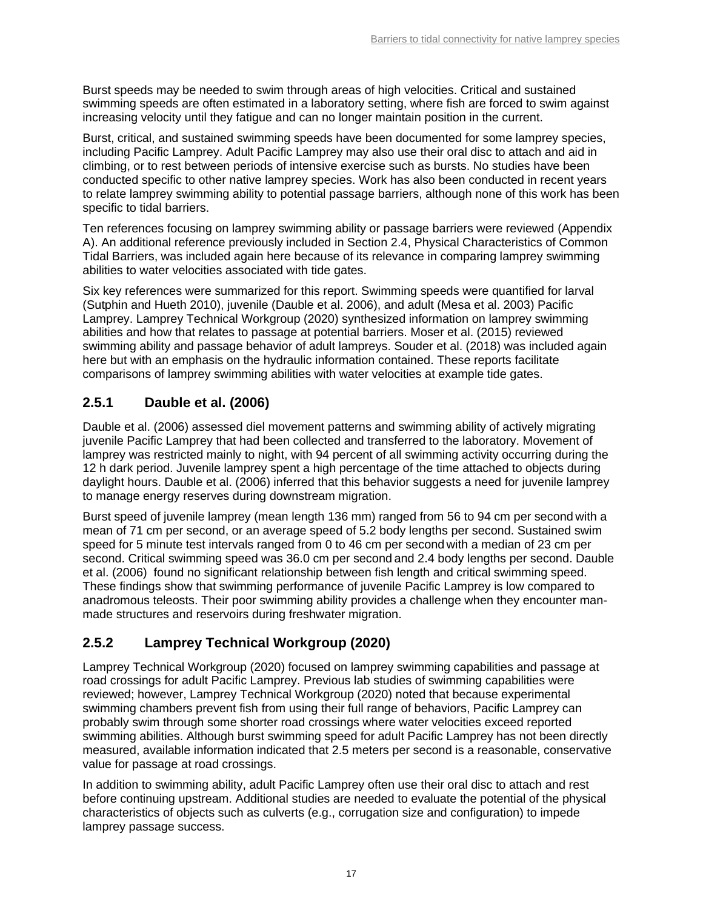Burst speeds may be needed to swim through areas of high velocities. Critical and sustained swimming speeds are often estimated in a laboratory setting, where fish are forced to swim against increasing velocity until they fatigue and can no longer maintain position in the current.

Burst, critical, and sustained swimming speeds have been documented for some lamprey species, including Pacific Lamprey. Adult Pacific Lamprey may also use their oral disc to attach and aid in climbing, or to rest between periods of intensive exercise such as bursts. No studies have been conducted specific to other native lamprey species. Work has also been conducted in recent years to relate lamprey swimming ability to potential passage barriers, although none of this work has been specific to tidal barriers.

Ten references focusing on lamprey swimming ability or passage barriers were reviewed (Appendix A). An additional reference previously included in Section 2.4, Physical Characteristics of Common Tidal Barriers, was included again here because of its relevance in comparing lamprey swimming abilities to water velocities associated with tide gates.

Six key references were summarized for this report. Swimming speeds were quantified for larval (Sutphin and Hueth 2010), juvenile (Dauble et al. 2006), and adult (Mesa et al. 2003) Pacific Lamprey. Lamprey Technical Workgroup (2020) synthesized information on lamprey swimming abilities and how that relates to passage at potential barriers. Moser et al. (2015) reviewed swimming ability and passage behavior of adult lampreys. Souder et al. (2018) was included again here but with an emphasis on the hydraulic information contained. These reports facilitate comparisons of lamprey swimming abilities with water velocities at example tide gates.

### 2.5.1 Dauble et al. (2006)

Dauble et al. (2006) assessed diel movement patterns and swimming ability of actively migrating juvenile Pacific Lamprey that had been collected and transferred to the laboratory. Movement of lamprey was restricted mainly to night, with 94 percent of all swimming activity occurring during the 12 h dark period. Juvenile lamprey spent a high percentage of the time attached to objects during daylight hours. Dauble et al. (2006) inferred that this behavior suggests a need for juvenile lamprey to manage energy reserves during downstream migration.

Burst speed of juvenile lamprey (mean length 136 mm) ranged from 56 to 94 cm per second with a mean of 71 cm per second, or an average speed of 5.2 body lengths per second. Sustained swim speed for 5 minute test intervals ranged from 0 to 46 cm per second with a median of 23 cm per second. Critical swimming speed was 36.0 cm per second and 2.4 body lengths per second. Dauble et al. (2006) found no significant relationship between fish length and critical swimming speed. These findings show that swimming performance of juvenile Pacific Lamprey is low compared to anadromous teleosts. Their poor swimming ability provides a challenge when they encounter man-made structures and reservoirs during freshwater migration.

### 2.5.2 Lamprey Technical Workgroup (2020)

Lamprey Technical Workgroup (2020) focused on lamprey swimming capabilities and passage at road crossings for adult Pacific Lamprey. Previous lab studies of swimming capabilities were reviewed; however, Lamprey Technical Workgroup (2020) noted that because experimental swimming chambers prevent fish from using their full range of behaviors, Pacific Lamprey can probably swim through some shorter road crossings where water velocities exceed reported swimming abilities. Although burst swimming speed for adult Pacific Lamprey has not been directly measured, available information indicated that 2.5 meters per second is a reasonable, conservative value for passage at road crossings.

In addition to swimming ability, adult Pacific Lamprey often use their oral disc to attach and rest before continuing upstream. Additional studies are needed to evaluate the potential of the physical characteristics of objects such as culverts (e.g., corrugation size and configuration) to impede lamprey passage success.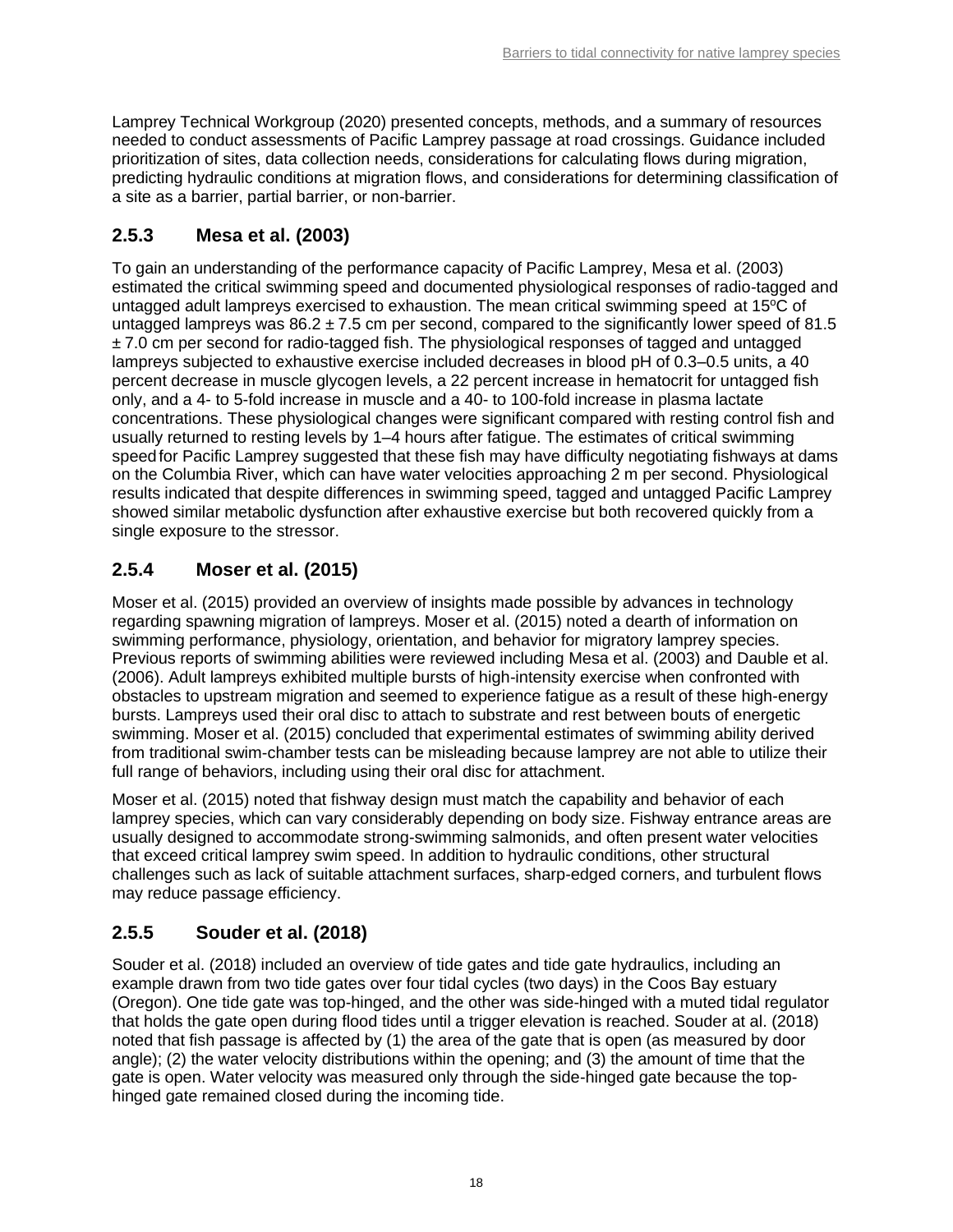Lamprey Technical Workgroup (2020) presented concepts, methods, and a summary of resources needed to conduct assessments of Pacific Lamprey passage at road crossings. Guidance included prioritization of sites, data collection needs, considerations for calculating flows during migration, predicting hydraulic conditions at migration flows, and considerations for determining classification of a site as a barrier, partial barrier, or non-barrier.

### 2.5.3 Mesa et al. (2003)

To gain an understanding of the performance capacity of Pacific Lamprey, Mesa et al. (2003) estimated the critical swimming speed and documented physiological responses of radio-tagged and untagged adult lampreys exercised to exhaustion. The mean critical swimming speed at 15ºC of untagged lampreys was 86.2 ± 7.5 cm per second, compared to the significantly lower speed of 81.5 ± 7.0 cm per second for radio-tagged fish. The physiological responses of tagged and untagged lampreys subjected to exhaustive exercise included decreases in blood pH of 0.3–0.5 units, a 40 percent decrease in muscle glycogen levels, a 22 percent increase in hematocrit for untagged fish only, and a 4- to 5-fold increase in muscle and a 40- to 100-fold increase in plasma lactate concentrations. These physiological changes were significant compared with resting control fish and usually returned to resting levels by 1–4 hours after fatigue. The estimates of critical swimming speed for Pacific Lamprey suggested that these fish may have difficulty negotiating fishways at dams on the Columbia River, which can have water velocities approaching 2 m per second. Physiological results indicated that despite differences in swimming speed, tagged and untagged Pacific Lamprey showed similar metabolic dysfunction after exhaustive exercise but both recovered quickly from a single exposure to the stressor.

### 2.5.4 Moser et al. (2015)

Moser et al. (2015) provided an overview of insights made possible by advances in technology regarding spawning migration of lampreys. Moser et al. (2015) noted a dearth of information on swimming performance, physiology, orientation, and behavior for migratory lamprey species. Previous reports of swimming abilities were reviewed including Mesa et al. (2003) and Dauble et al. (2006). Adult lampreys exhibited multiple bursts of high-intensity exercise when confronted with obstacles to upstream migration and seemed to experience fatigue as a result of these high-energy bursts. Lampreys used their oral disc to attach to substrate and rest between bouts of energetic swimming. Moser et al. (2015) concluded that experimental estimates of swimming ability derived from traditional swim-chamber tests can be misleading because lamprey are not able to utilize their full range of behaviors, including using their oral disc for attachment.

Moser et al. (2015) noted that fishway design must match the capability and behavior of each lamprey species, which can vary considerably depending on body size. Fishway entrance areas are usually designed to accommodate strong-swimming salmonids, and often present water velocities that exceed critical lamprey swim speed. In addition to hydraulic conditions, other structural challenges such as lack of suitable attachment surfaces, sharp-edged corners, and turbulent flows may reduce passage efficiency.

### 2.5.5 Souder et al. (2018)

Souder et al. (2018) included an overview of tide gates and tide gate hydraulics, including an example drawn from two tide gates over four tidal cycles (two days) in the Coos Bay estuary (Oregon). One tide gate was top-hinged, and the other was side-hinged with a muted tidal regulator that holds the gate open during flood tides until a trigger elevation is reached. Souder at al. (2018) noted that fish passage is affected by (1) the area of the gate that is open (as measured by door angle); (2) the water velocity distributions within the opening; and (3) the amount of time that the gate is open. Water velocity was measured only through the side-hinged gate because the top-hinged gate remained closed during the incoming tide.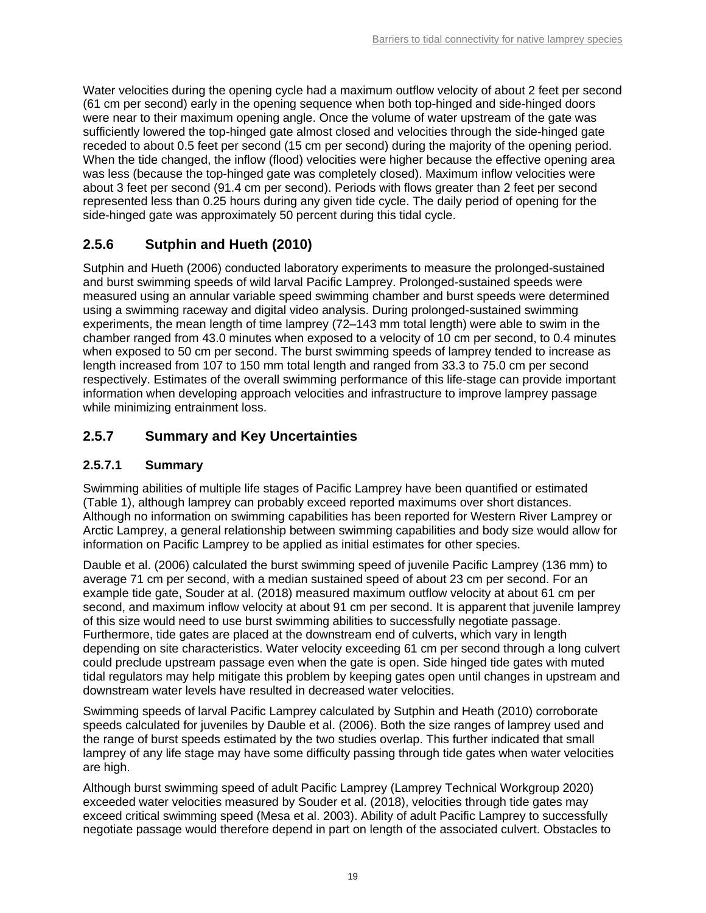Water velocities during the opening cycle had a maximum outflow velocity of about 2 feet per second (61 cm per second) early in the opening sequence when both top-hinged and side-hinged doors were near to their maximum opening angle. Once the volume of water upstream of the gate was sufficiently lowered the top-hinged gate almost closed and velocities through the side-hinged gate receded to about 0.5 feet per second (15 cm per second) during the majority of the opening period. When the tide changed, the inflow (flood) velocities were higher because the effective opening area was less (because the top-hinged gate was completely closed). Maximum inflow velocities were about 3 feet per second (91.4 cm per second). Periods with flows greater than 2 feet per second represented less than 0.25 hours during any given tide cycle. The daily period of opening for the side-hinged gate was approximately 50 percent during this tidal cycle.

### 2.5.6 Sutphin and Hueth (2010)

Sutphin and Hueth (2006) conducted laboratory experiments to measure the prolonged-sustained and burst swimming speeds of wild larval Pacific Lamprey. Prolonged-sustained speeds were measured using an annular variable speed swimming chamber and burst speeds were determined using a swimming raceway and digital video analysis. During prolonged-sustained swimming experiments, the mean length of time lamprey (72–143 mm total length) were able to swim in the chamber ranged from 43.0 minutes when exposed to a velocity of 10 cm per second, to 0.4 minutes when exposed to 50 cm per second. The burst swimming speeds of lamprey tended to increase as length increased from 107 to 150 mm total length and ranged from 33.3 to 75.0 cm per second respectively. Estimates of the overall swimming performance of this life-stage can provide important information when developing approach velocities and infrastructure to improve lamprey passage while minimizing entrainment loss.

### 2.5.7 Summary and Key Uncertainties

#### 2.5.7.1 Summary

Swimming abilities of multiple life stages of Pacific Lamprey have been quantified or estimated (Table 1), although lamprey can probably exceed reported maximums over short distances. Although no information on swimming capabilities has been reported for Western River Lamprey or Arctic Lamprey, a general relationship between swimming capabilities and body size would allow for information on Pacific Lamprey to be applied as initial estimates for other species.

Dauble et al. (2006) calculated the burst swimming speed of juvenile Pacific Lamprey (136 mm) to average 71 cm per second, with a median sustained speed of about 23 cm per second. For an example tide gate, Souder at al. (2018) measured maximum outflow velocity at about 61 cm per second, and maximum inflow velocity at about 91 cm per second. It is apparent that juvenile lamprey of this size would need to use burst swimming abilities to successfully negotiate passage. Furthermore, tide gates are placed at the downstream end of culverts, which vary in length depending on site characteristics. Water velocity exceeding 61 cm per second through a long culvert could preclude upstream passage even when the gate is open. Side hinged tide gates with muted tidal regulators may help mitigate this problem by keeping gates open until changes in upstream and downstream water levels have resulted in decreased water velocities.

Swimming speeds of larval Pacific Lamprey calculated by Sutphin and Heath (2010) corroborate speeds calculated for juveniles by Dauble et al. (2006). Both the size ranges of lamprey used and the range of burst speeds estimated by the two studies overlap. This further indicated that small lamprey of any life stage may have some difficulty passing through tide gates when water velocities are high.

Although burst swimming speed of adult Pacific Lamprey (Lamprey Technical Workgroup 2020) exceeded water velocities measured by Souder et al. (2018), velocities through tide gates may exceed critical swimming speed (Mesa et al. 2003). Ability of adult Pacific Lamprey to successfully negotiate passage would therefore depend in part on length of the associated culvert. Obstacles to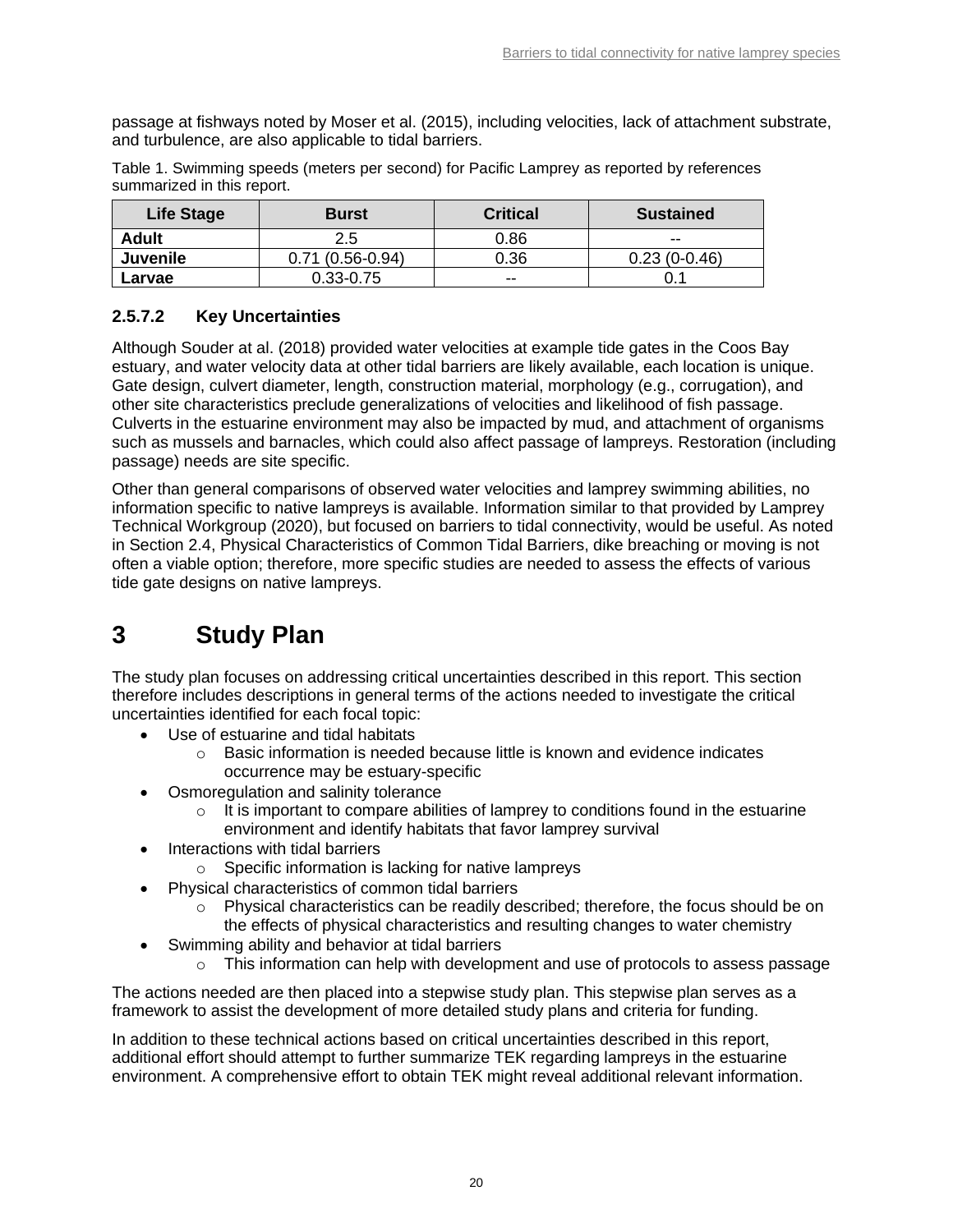passage at fishways noted by Moser et al. (2015), including velocities, lack of attachment substrate, and turbulence, are also applicable to tidal barriers.

Table 1. Swimming speeds (meters per second) for Pacific Lamprey as reported by references summarized in this report.

| Life Stage | Burst | Critical | Sustained |
|---|---|---|---|
| **Adult** | 2.5 | 0.86 | -- |
| **Juvenile** | 0.71 (0.56-0.94) | 0.36 | 0.23 (0-0.46) |
| **Larvae** | 0.33-0.75 | -- | 0.1 |

#### 2.5.7.2 Key Uncertainties

Although Souder at al. (2018) provided water velocities at example tide gates in the Coos Bay estuary, and water velocity data at other tidal barriers are likely available, each location is unique. Gate design, culvert diameter, length, construction material, morphology (e.g., corrugation), and other site characteristics preclude generalizations of velocities and likelihood of fish passage. Culverts in the estuarine environment may also be impacted by mud, and attachment of organisms such as mussels and barnacles, which could also affect passage of lampreys. Restoration (including passage) needs are site specific.

Other than general comparisons of observed water velocities and lamprey swimming abilities, no information specific to native lampreys is available. Information similar to that provided by Lamprey Technical Workgroup (2020), but focused on barriers to tidal connectivity, would be useful. As noted in Section 2.4, Physical Characteristics of Common Tidal Barriers, dike breaching or moving is not often a viable option; therefore, more specific studies are needed to assess the effects of various tide gate designs on native lampreys.

# 3 Study Plan

The study plan focuses on addressing critical uncertainties described in this report. This section therefore includes descriptions in general terms of the actions needed to investigate the critical uncertainties identified for each focal topic:

- Use of estuarine and tidal habitats
  - Basic information is needed because little is known and evidence indicates occurrence may be estuary-specific
- Osmoregulation and salinity tolerance
  - It is important to compare abilities of lamprey to conditions found in the estuarine environment and identify habitats that favor lamprey survival
- Interactions with tidal barriers
  - Specific information is lacking for native lampreys
- Physical characteristics of common tidal barriers
  - Physical characteristics can be readily described; therefore, the focus should be on the effects of physical characteristics and resulting changes to water chemistry
- Swimming ability and behavior at tidal barriers
  - This information can help with development and use of protocols to assess passage

The actions needed are then placed into a stepwise study plan. This stepwise plan serves as a framework to assist the development of more detailed study plans and criteria for funding.

In addition to these technical actions based on critical uncertainties described in this report, additional effort should attempt to further summarize TEK regarding lampreys in the estuarine environment. A comprehensive effort to obtain TEK might reveal additional relevant information.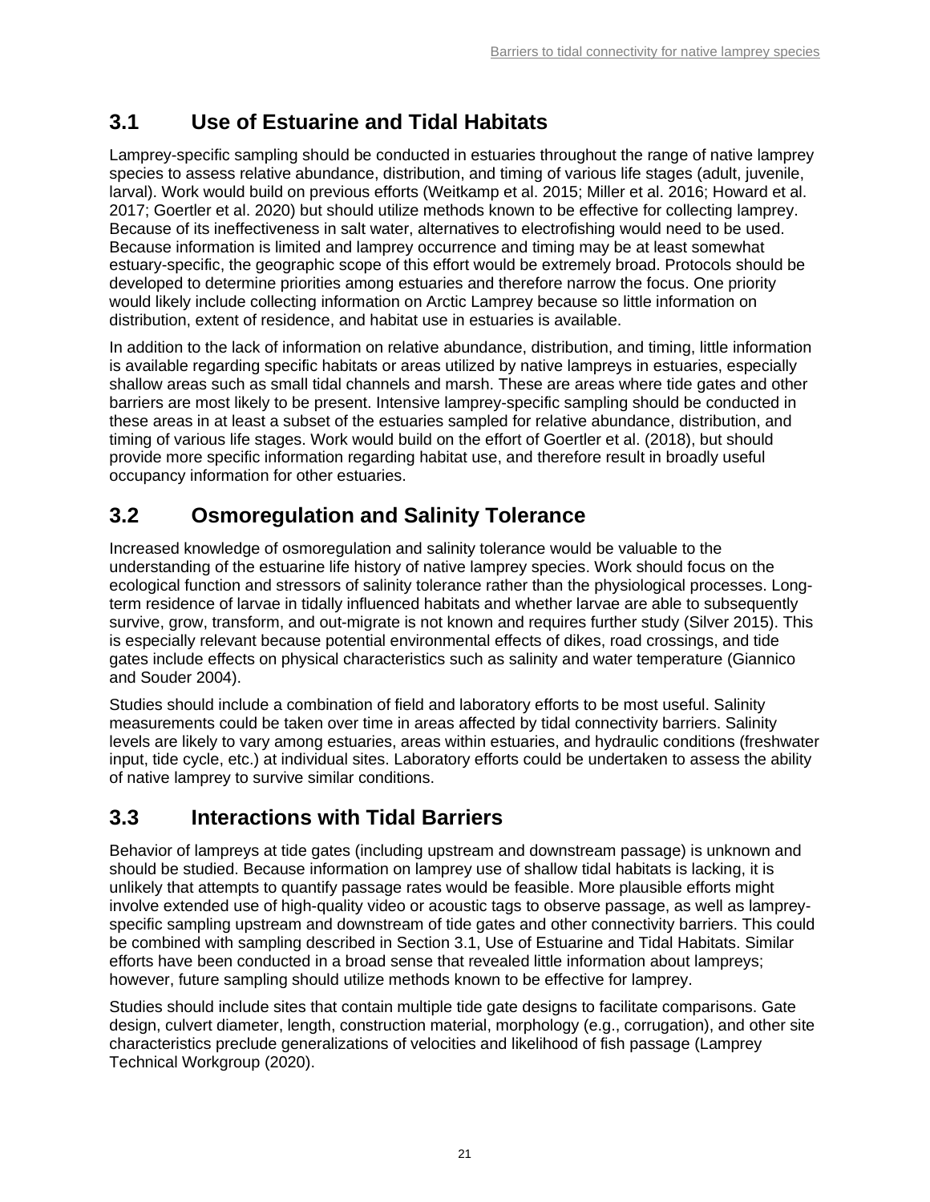## 3.1 Use of Estuarine and Tidal Habitats

Lamprey-specific sampling should be conducted in estuaries throughout the range of native lamprey species to assess relative abundance, distribution, and timing of various life stages (adult, juvenile, larval). Work would build on previous efforts (Weitkamp et al. 2015; Miller et al. 2016; Howard et al. 2017; Goertler et al. 2020) but should utilize methods known to be effective for collecting lamprey. Because of its ineffectiveness in salt water, alternatives to electrofishing would need to be used. Because information is limited and lamprey occurrence and timing may be at least somewhat estuary-specific, the geographic scope of this effort would be extremely broad. Protocols should be developed to determine priorities among estuaries and therefore narrow the focus. One priority would likely include collecting information on Arctic Lamprey because so little information on distribution, extent of residence, and habitat use in estuaries is available.

In addition to the lack of information on relative abundance, distribution, and timing, little information is available regarding specific habitats or areas utilized by native lampreys in estuaries, especially shallow areas such as small tidal channels and marsh. These are areas where tide gates and other barriers are most likely to be present. Intensive lamprey-specific sampling should be conducted in these areas in at least a subset of the estuaries sampled for relative abundance, distribution, and timing of various life stages. Work would build on the effort of Goertler et al. (2018), but should provide more specific information regarding habitat use, and therefore result in broadly useful occupancy information for other estuaries.

## 3.2 Osmoregulation and Salinity Tolerance

Increased knowledge of osmoregulation and salinity tolerance would be valuable to the understanding of the estuarine life history of native lamprey species. Work should focus on the ecological function and stressors of salinity tolerance rather than the physiological processes. Long-term residence of larvae in tidally influenced habitats and whether larvae are able to subsequently survive, grow, transform, and out-migrate is not known and requires further study (Silver 2015). This is especially relevant because potential environmental effects of dikes, road crossings, and tide gates include effects on physical characteristics such as salinity and water temperature (Giannico and Souder 2004).

Studies should include a combination of field and laboratory efforts to be most useful. Salinity measurements could be taken over time in areas affected by tidal connectivity barriers. Salinity levels are likely to vary among estuaries, areas within estuaries, and hydraulic conditions (freshwater input, tide cycle, etc.) at individual sites. Laboratory efforts could be undertaken to assess the ability of native lamprey to survive similar conditions.

## 3.3 Interactions with Tidal Barriers

Behavior of lampreys at tide gates (including upstream and downstream passage) is unknown and should be studied. Because information on lamprey use of shallow tidal habitats is lacking, it is unlikely that attempts to quantify passage rates would be feasible. More plausible efforts might involve extended use of high-quality video or acoustic tags to observe passage, as well as lamprey-specific sampling upstream and downstream of tide gates and other connectivity barriers. This could be combined with sampling described in Section 3.1, Use of Estuarine and Tidal Habitats. Similar efforts have been conducted in a broad sense that revealed little information about lampreys; however, future sampling should utilize methods known to be effective for lamprey.

Studies should include sites that contain multiple tide gate designs to facilitate comparisons. Gate design, culvert diameter, length, construction material, morphology (e.g., corrugation), and other site characteristics preclude generalizations of velocities and likelihood of fish passage (Lamprey Technical Workgroup (2020).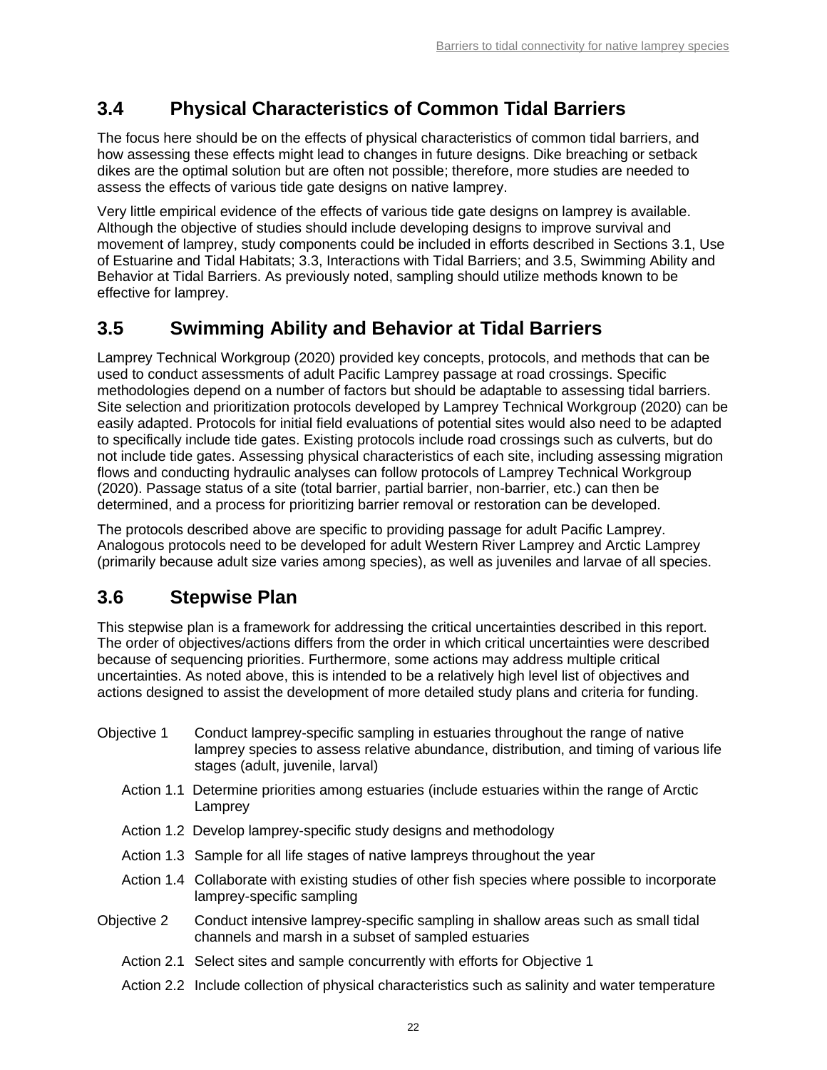## 3.4 Physical Characteristics of Common Tidal Barriers

The focus here should be on the effects of physical characteristics of common tidal barriers, and how assessing these effects might lead to changes in future designs. Dike breaching or setback dikes are the optimal solution but are often not possible; therefore, more studies are needed to assess the effects of various tide gate designs on native lamprey.

Very little empirical evidence of the effects of various tide gate designs on lamprey is available. Although the objective of studies should include developing designs to improve survival and movement of lamprey, study components could be included in efforts described in Sections 3.1, Use of Estuarine and Tidal Habitats; 3.3, Interactions with Tidal Barriers; and 3.5, Swimming Ability and Behavior at Tidal Barriers. As previously noted, sampling should utilize methods known to be effective for lamprey.

## 3.5 Swimming Ability and Behavior at Tidal Barriers

Lamprey Technical Workgroup (2020) provided key concepts, protocols, and methods that can be used to conduct assessments of adult Pacific Lamprey passage at road crossings. Specific methodologies depend on a number of factors but should be adaptable to assessing tidal barriers. Site selection and prioritization protocols developed by Lamprey Technical Workgroup (2020) can be easily adapted. Protocols for initial field evaluations of potential sites would also need to be adapted to specifically include tide gates. Existing protocols include road crossings such as culverts, but do not include tide gates. Assessing physical characteristics of each site, including assessing migration flows and conducting hydraulic analyses can follow protocols of Lamprey Technical Workgroup (2020). Passage status of a site (total barrier, partial barrier, non-barrier, etc.) can then be determined, and a process for prioritizing barrier removal or restoration can be developed.

The protocols described above are specific to providing passage for adult Pacific Lamprey. Analogous protocols need to be developed for adult Western River Lamprey and Arctic Lamprey (primarily because adult size varies among species), as well as juveniles and larvae of all species.

## 3.6 Stepwise Plan

This stepwise plan is a framework for addressing the critical uncertainties described in this report. The order of objectives/actions differs from the order in which critical uncertainties were described because of sequencing priorities. Furthermore, some actions may address multiple critical uncertainties. As noted above, this is intended to be a relatively high level list of objectives and actions designed to assist the development of more detailed study plans and criteria for funding.

- Objective 1 Conduct lamprey-specific sampling in estuaries throughout the range of native lamprey species to assess relative abundance, distribution, and timing of various life stages (adult, juvenile, larval)
  - Action 1.1 Determine priorities among estuaries (include estuaries within the range of Arctic Lamprey
  - Action 1.2 Develop lamprey-specific study designs and methodology
  - Action 1.3 Sample for all life stages of native lampreys throughout the year
  - Action 1.4 Collaborate with existing studies of other fish species where possible to incorporate lamprey-specific sampling
- Objective 2 Conduct intensive lamprey-specific sampling in shallow areas such as small tidal channels and marsh in a subset of sampled estuaries
  - Action 2.1 Select sites and sample concurrently with efforts for Objective 1
  - Action 2.2 Include collection of physical characteristics such as salinity and water temperature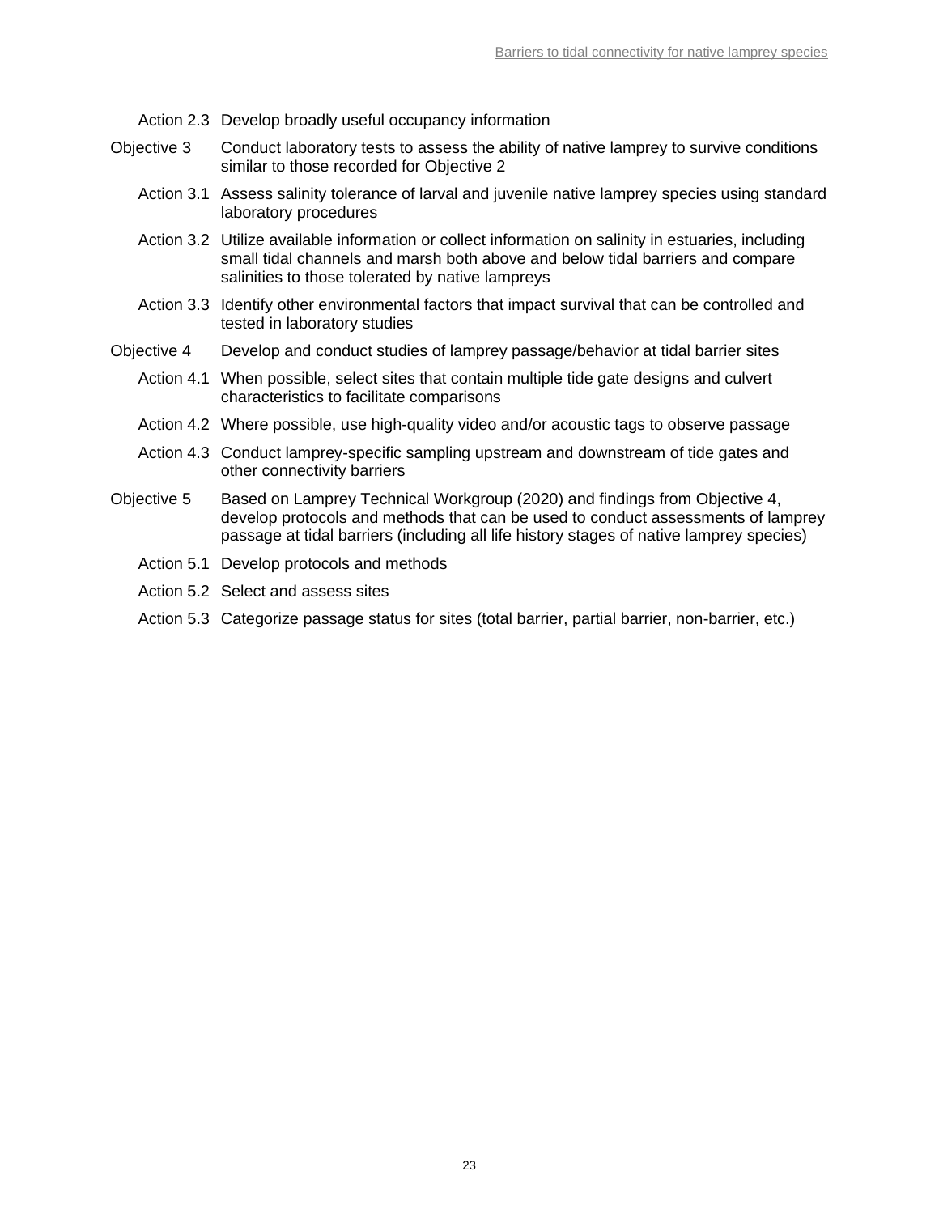Action 2.3 Develop broadly useful occupancy information

Objective 3 Conduct laboratory tests to assess the ability of native lamprey to survive conditions similar to those recorded for Objective 2

Action 3.1 Assess salinity tolerance of larval and juvenile native lamprey species using standard laboratory procedures

Action 3.2 Utilize available information or collect information on salinity in estuaries, including small tidal channels and marsh both above and below tidal barriers and compare salinities to those tolerated by native lampreys

Action 3.3 Identify other environmental factors that impact survival that can be controlled and tested in laboratory studies

Objective 4 Develop and conduct studies of lamprey passage/behavior at tidal barrier sites

Action 4.1 When possible, select sites that contain multiple tide gate designs and culvert characteristics to facilitate comparisons

Action 4.2 Where possible, use high-quality video and/or acoustic tags to observe passage

Action 4.3 Conduct lamprey-specific sampling upstream and downstream of tide gates and other connectivity barriers

Objective 5 Based on Lamprey Technical Workgroup (2020) and findings from Objective 4, develop protocols and methods that can be used to conduct assessments of lamprey passage at tidal barriers (including all life history stages of native lamprey species)

Action 5.1 Develop protocols and methods

Action 5.2 Select and assess sites

Action 5.3 Categorize passage status for sites (total barrier, partial barrier, non-barrier, etc.)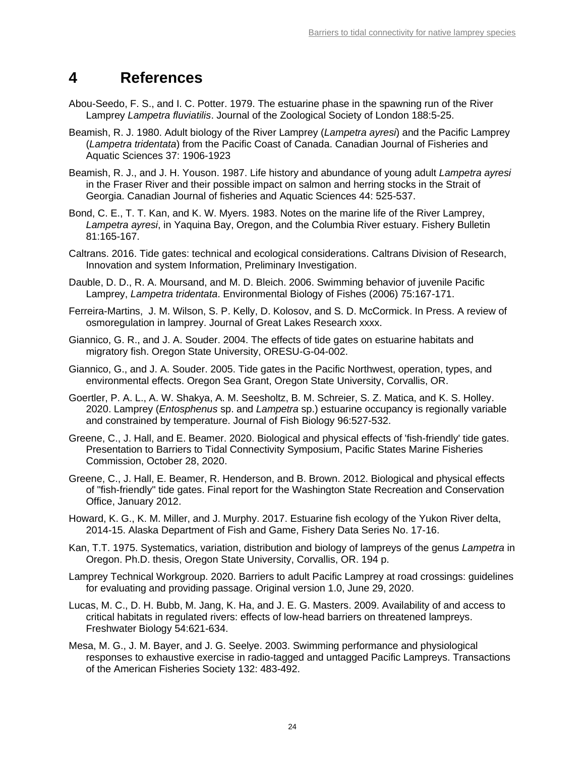# 4 References

Abou-Seedo, F. S., and I. C. Potter. 1979. The estuarine phase in the spawning run of the River Lamprey *Lampetra fluviatilis*. Journal of the Zoological Society of London 188:5-25.

Beamish, R. J. 1980. Adult biology of the River Lamprey (*Lampetra ayresi*) and the Pacific Lamprey (*Lampetra tridentata*) from the Pacific Coast of Canada. Canadian Journal of Fisheries and Aquatic Sciences 37: 1906-1923

Beamish, R. J., and J. H. Youson. 1987. Life history and abundance of young adult *Lampetra ayresi* in the Fraser River and their possible impact on salmon and herring stocks in the Strait of Georgia. Canadian Journal of fisheries and Aquatic Sciences 44: 525-537.

Bond, C. E., T. T. Kan, and K. W. Myers. 1983. Notes on the marine life of the River Lamprey, *Lampetra ayresi*, in Yaquina Bay, Oregon, and the Columbia River estuary. Fishery Bulletin 81:165-167.

Caltrans. 2016. Tide gates: technical and ecological considerations. Caltrans Division of Research, Innovation and system Information, Preliminary Investigation.

Dauble, D. D., R. A. Moursand, and M. D. Bleich. 2006. Swimming behavior of juvenile Pacific Lamprey, *Lampetra tridentata*. Environmental Biology of Fishes (2006) 75:167-171.

Ferreira-Martins, J. M. Wilson, S. P. Kelly, D. Kolosov, and S. D. McCormick. In Press. A review of osmoregulation in lamprey. Journal of Great Lakes Research xxxx.

Giannico, G. R., and J. A. Souder. 2004. The effects of tide gates on estuarine habitats and migratory fish. Oregon State University, ORESU-G-04-002.

Giannico, G., and J. A. Souder. 2005. Tide gates in the Pacific Northwest, operation, types, and environmental effects. Oregon Sea Grant, Oregon State University, Corvallis, OR.

Goertler, P. A. L., A. W. Shakya, A. M. Seesholtz, B. M. Schreier, S. Z. Matica, and K. S. Holley. 2020. Lamprey (*Entosphenus* sp. and *Lampetra* sp.) estuarine occupancy is regionally variable and constrained by temperature. Journal of Fish Biology 96:527-532.

Greene, C., J. Hall, and E. Beamer. 2020. Biological and physical effects of 'fish-friendly' tide gates. Presentation to Barriers to Tidal Connectivity Symposium, Pacific States Marine Fisheries Commission, October 28, 2020.

Greene, C., J. Hall, E. Beamer, R. Henderson, and B. Brown. 2012. Biological and physical effects of "fish-friendly" tide gates. Final report for the Washington State Recreation and Conservation Office, January 2012.

Howard, K. G., K. M. Miller, and J. Murphy. 2017. Estuarine fish ecology of the Yukon River delta, 2014-15. Alaska Department of Fish and Game, Fishery Data Series No. 17-16.

Kan, T.T. 1975. Systematics, variation, distribution and biology of lampreys of the genus *Lampetra* in Oregon. Ph.D. thesis, Oregon State University, Corvallis, OR. 194 p.

Lamprey Technical Workgroup. 2020. Barriers to adult Pacific Lamprey at road crossings: guidelines for evaluating and providing passage. Original version 1.0, June 29, 2020.

Lucas, M. C., D. H. Bubb, M. Jang, K. Ha, and J. E. G. Masters. 2009. Availability of and access to critical habitats in regulated rivers: effects of low-head barriers on threatened lampreys. Freshwater Biology 54:621-634.

Mesa, M. G., J. M. Bayer, and J. G. Seelye. 2003. Swimming performance and physiological responses to exhaustive exercise in radio-tagged and untagged Pacific Lampreys. Transactions of the American Fisheries Society 132: 483-492.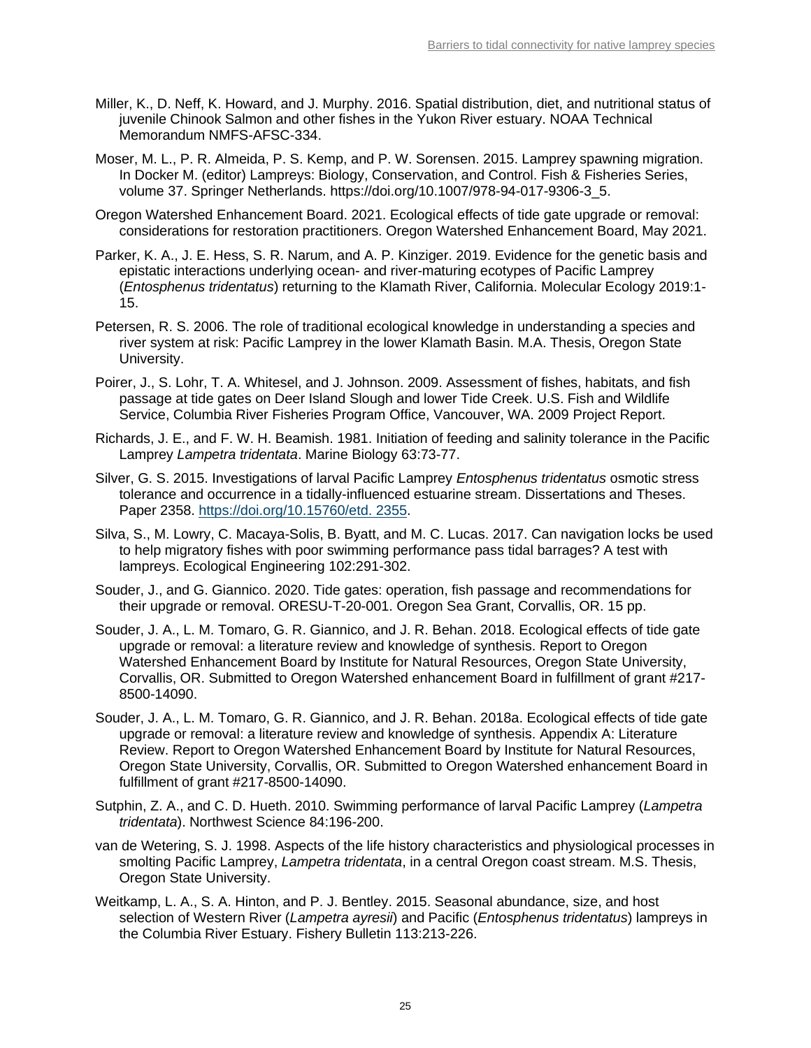Miller, K., D. Neff, K. Howard, and J. Murphy. 2016. Spatial distribution, diet, and nutritional status of juvenile Chinook Salmon and other fishes in the Yukon River estuary. NOAA Technical Memorandum NMFS-AFSC-334.

Moser, M. L., P. R. Almeida, P. S. Kemp, and P. W. Sorensen. 2015. Lamprey spawning migration. In Docker M. (editor) Lampreys: Biology, Conservation, and Control. Fish & Fisheries Series, volume 37. Springer Netherlands. https://doi.org/10.1007/978-94-017-9306-3_5.

Oregon Watershed Enhancement Board. 2021. Ecological effects of tide gate upgrade or removal: considerations for restoration practitioners. Oregon Watershed Enhancement Board, May 2021.

Parker, K. A., J. E. Hess, S. R. Narum, and A. P. Kinziger. 2019. Evidence for the genetic basis and epistatic interactions underlying ocean- and river-maturing ecotypes of Pacific Lamprey (*Entosphenus tridentatus*) returning to the Klamath River, California. Molecular Ecology 2019:1-15.

Petersen, R. S. 2006. The role of traditional ecological knowledge in understanding a species and river system at risk: Pacific Lamprey in the lower Klamath Basin. M.A. Thesis, Oregon State University.

Poirer, J., S. Lohr, T. A. Whitesel, and J. Johnson. 2009. Assessment of fishes, habitats, and fish passage at tide gates on Deer Island Slough and lower Tide Creek. U.S. Fish and Wildlife Service, Columbia River Fisheries Program Office, Vancouver, WA. 2009 Project Report.

Richards, J. E., and F. W. H. Beamish. 1981. Initiation of feeding and salinity tolerance in the Pacific Lamprey *Lampetra tridentata*. Marine Biology 63:73-77.

Silver, G. S. 2015. Investigations of larval Pacific Lamprey *Entosphenus tridentatus* osmotic stress tolerance and occurrence in a tidally-influenced estuarine stream. Dissertations and Theses. Paper 2358. [https://doi.org/10.15760/etd. 2355](https://doi.org/10.15760/etd.2355).

Silva, S., M. Lowry, C. Macaya-Solis, B. Byatt, and M. C. Lucas. 2017. Can navigation locks be used to help migratory fishes with poor swimming performance pass tidal barrages? A test with lampreys. Ecological Engineering 102:291-302.

Souder, J., and G. Giannico. 2020. Tide gates: operation, fish passage and recommendations for their upgrade or removal. ORESU-T-20-001. Oregon Sea Grant, Corvallis, OR. 15 pp.

Souder, J. A., L. M. Tomaro, G. R. Giannico, and J. R. Behan. 2018. Ecological effects of tide gate upgrade or removal: a literature review and knowledge of synthesis. Report to Oregon Watershed Enhancement Board by Institute for Natural Resources, Oregon State University, Corvallis, OR. Submitted to Oregon Watershed enhancement Board in fulfillment of grant #217-8500-14090.

Souder, J. A., L. M. Tomaro, G. R. Giannico, and J. R. Behan. 2018a. Ecological effects of tide gate upgrade or removal: a literature review and knowledge of synthesis. Appendix A: Literature Review. Report to Oregon Watershed Enhancement Board by Institute for Natural Resources, Oregon State University, Corvallis, OR. Submitted to Oregon Watershed enhancement Board in fulfillment of grant #217-8500-14090.

Sutphin, Z. A., and C. D. Hueth. 2010. Swimming performance of larval Pacific Lamprey (*Lampetra tridentata*). Northwest Science 84:196-200.

van de Wetering, S. J. 1998. Aspects of the life history characteristics and physiological processes in smolting Pacific Lamprey, *Lampetra tridentata*, in a central Oregon coast stream. M.S. Thesis, Oregon State University.

Weitkamp, L. A., S. A. Hinton, and P. J. Bentley. 2015. Seasonal abundance, size, and host selection of Western River (*Lampetra ayresii*) and Pacific (*Entosphenus tridentatus*) lampreys in the Columbia River Estuary. Fishery Bulletin 113:213-226.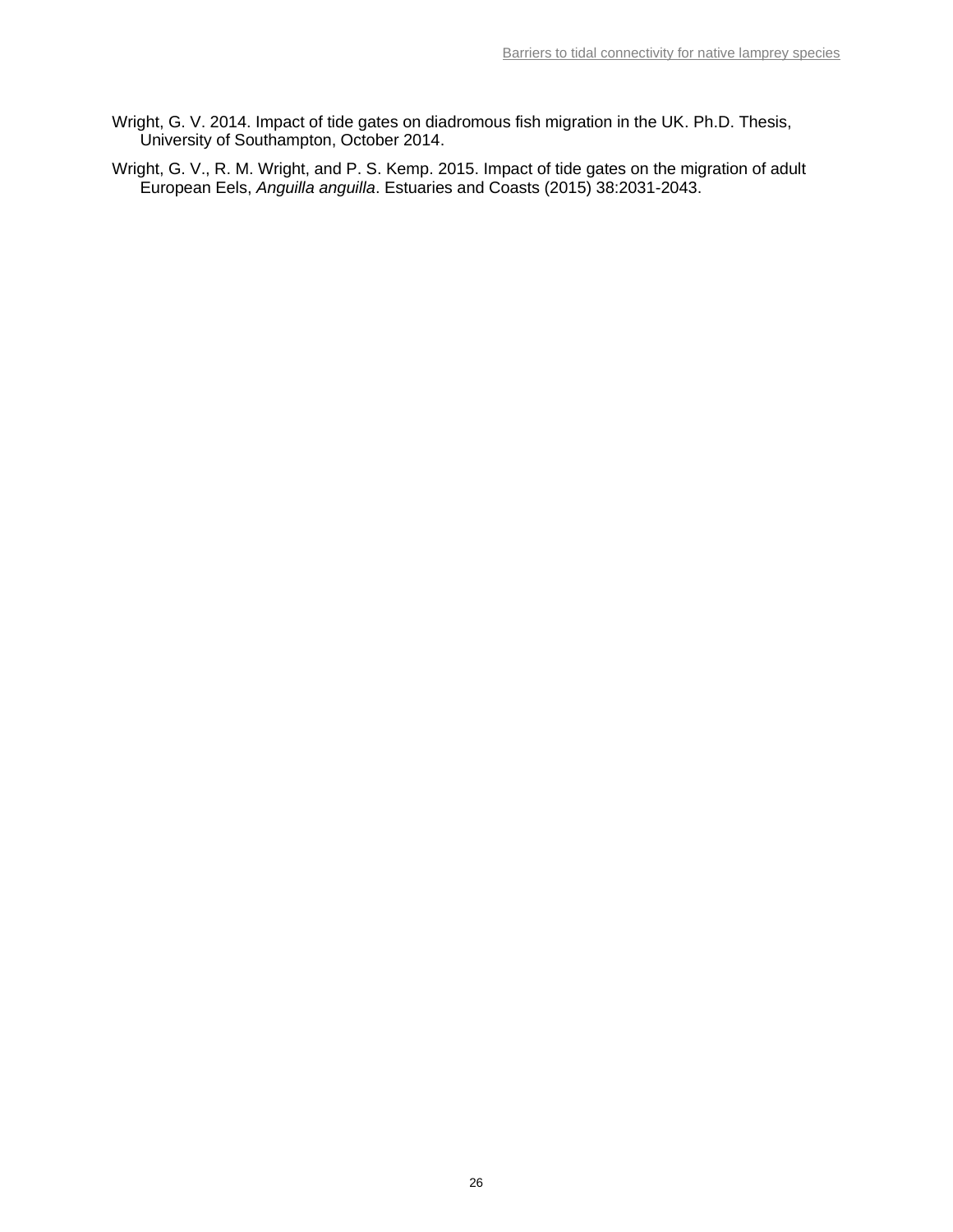Wright, G. V. 2014. Impact of tide gates on diadromous fish migration in the UK. Ph.D. Thesis, University of Southampton, October 2014.

Wright, G. V., R. M. Wright, and P. S. Kemp. 2015. Impact of tide gates on the migration of adult European Eels, *Anguilla anguilla*. Estuaries and Coasts (2015) 38:2031-2043.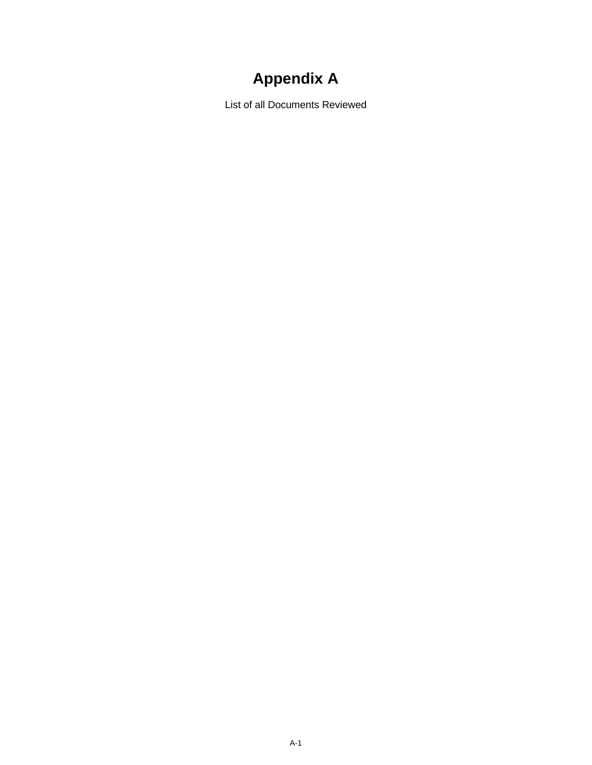# Appendix A

List of all Documents Reviewed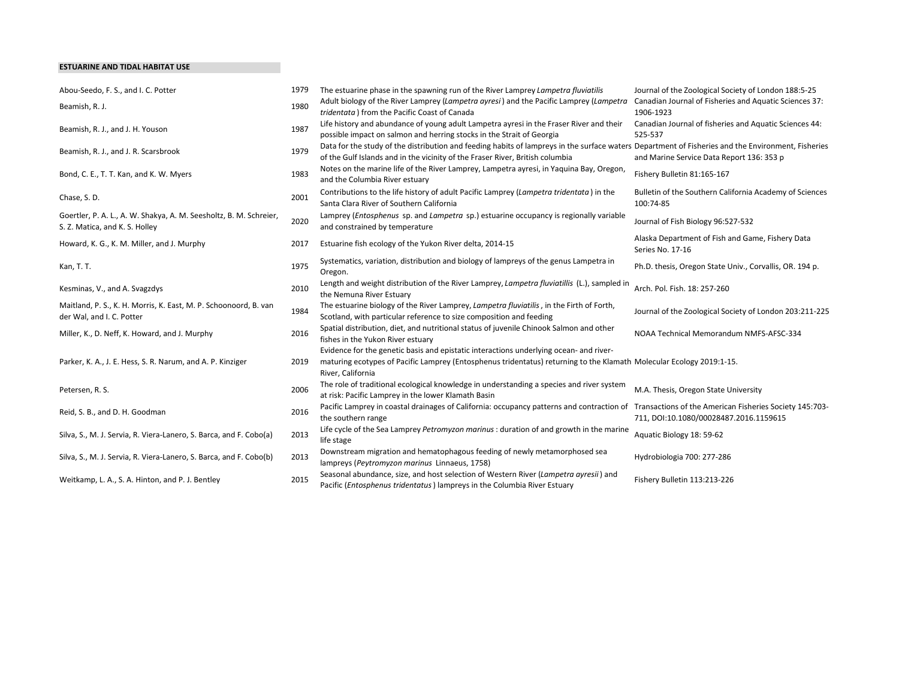**ESTUARINE AND TIDAL HABITAT USE**

| Author(s) | Year | Title | Source |
|---|---|---|---|
| Abou-Seedo, F. S., and I. C. Potter | 1979 | The estuarine phase in the spawning run of the River Lamprey *Lampetra fluviatilis* | Journal of the Zoological Society of London 188:5-25 |
| Beamish, R. J. | 1980 | Adult biology of the River Lamprey (*Lampetra ayresi*) and the Pacific Lamprey (*Lampetra tridentata*) from the Pacific Coast of Canada | Canadian Journal of Fisheries and Aquatic Sciences 37: 1906-1923 |
| Beamish, R. J., and J. H. Youson | 1987 | Life history and abundance of young adult Lampetra ayresi in the Fraser River and their possible impact on salmon and herring stocks in the Strait of Georgia | Canadian Journal of fisheries and Aquatic Sciences 44: 525-537 |
| Beamish, R. J., and J. R. Scarsbrook | 1979 | Data for the study of the distribution and feeding habits of lampreys in the surface waters of the Gulf Islands and in the vicinity of the Fraser River, British columbia | Department of Fisheries and the Environment, Fisheries and Marine Service Data Report 136: 353 p |
| Bond, C. E., T. T. Kan, and K. W. Myers | 1983 | Notes on the marine life of the River Lamprey, Lampetra ayresi, in Yaquina Bay, Oregon, and the Columbia River estuary | Fishery Bulletin 81:165-167 |
| Chase, S. D. | 2001 | Contributions to the life history of adult Pacific Lamprey (*Lampetra tridentata*) in the Santa Clara River of Southern California | Bulletin of the Southern California Academy of Sciences 100:74-85 |
| Goertler, P. A. L., A. W. Shakya, A. M. Seesholtz, B. M. Schreier, S. Z. Matica, and K. S. Holley | 2020 | Lamprey (*Entosphenus* sp. and *Lampetra* sp.) estuarine occupancy is regionally variable and constrained by temperature | Journal of Fish Biology 96:527-532 |
| Howard, K. G., K. M. Miller, and J. Murphy | 2017 | Estuarine fish ecology of the Yukon River delta, 2014-15 | Alaska Department of Fish and Game, Fishery Data Series No. 17-16 |
| Kan, T. T. | 1975 | Systematics, variation, distribution and biology of lampreys of the genus Lampetra in Oregon. | Ph.D. thesis, Oregon State Univ., Corvallis, OR. 194 p. |
| Kesminas, V., and A. Svagzdys | 2010 | Length and weight distribution of the River Lamprey, *Lampetra fluviatillis* (L.), sampled in the Nemuna River Estuary | Arch. Pol. Fish. 18: 257-260 |
| Maitland, P. S., K. H. Morris, K. East, M. P. Schoonoord, B. van der Wal, and I. C. Potter | 1984 | The estuarine biology of the River Lamprey, *Lampetra fluviatilis*, in the Firth of Forth, Scotland, with particular reference to size composition and feeding | Journal of the Zoological Society of London 203:211-225 |
| Miller, K., D. Neff, K. Howard, and J. Murphy | 2016 | Spatial distribution, diet, and nutritional status of juvenile Chinook Salmon and other fishes in the Yukon River estuary | NOAA Technical Memorandum NMFS-AFSC-334 |
| Parker, K. A., J. E. Hess, S. R. Narum, and A. P. Kinziger | 2019 | Evidence for the genetic basis and epistatic interactions underlying ocean- and river-maturing ecotypes of Pacific Lamprey (Entosphenus tridentatus) returning to the Klamath River, California | Molecular Ecology 2019:1-15. |
| Petersen, R. S. | 2006 | The role of traditional ecological knowledge in understanding a species and river system at risk: Pacific Lamprey in the lower Klamath Basin | M.A. Thesis, Oregon State University |
| Reid, S. B., and D. H. Goodman | 2016 | Pacific Lamprey in coastal drainages of California: occupancy patterns and contraction of the southern range | Transactions of the American Fisheries Society 145:703-711, DOI:10.1080/00028487.2016.1159615 |
| Silva, S., M. J. Servia, R. Viera-Lanero, S. Barca, and F. Cobo(a) | 2013 | Life cycle of the Sea Lamprey *Petromyzon marinus* : duration of and growth in the marine life stage | Aquatic Biology 18: 59-62 |
| Silva, S., M. J. Servia, R. Viera-Lanero, S. Barca, and F. Cobo(b) | 2013 | Downstream migration and hematophagous feeding of newly metamorphosed sea lampreys (*Peytromyzon marinus* Linnaeus, 1758) | Hydrobiologia 700: 277-286 |
| Weitkamp, L. A., S. A. Hinton, and P. J. Bentley | 2015 | Seasonal abundance, size, and host selection of Western River (*Lampetra ayresii*) and Pacific (*Entosphenus tridentatus*) lampreys in the Columbia River Estuary | Fishery Bulletin 113:213-226 |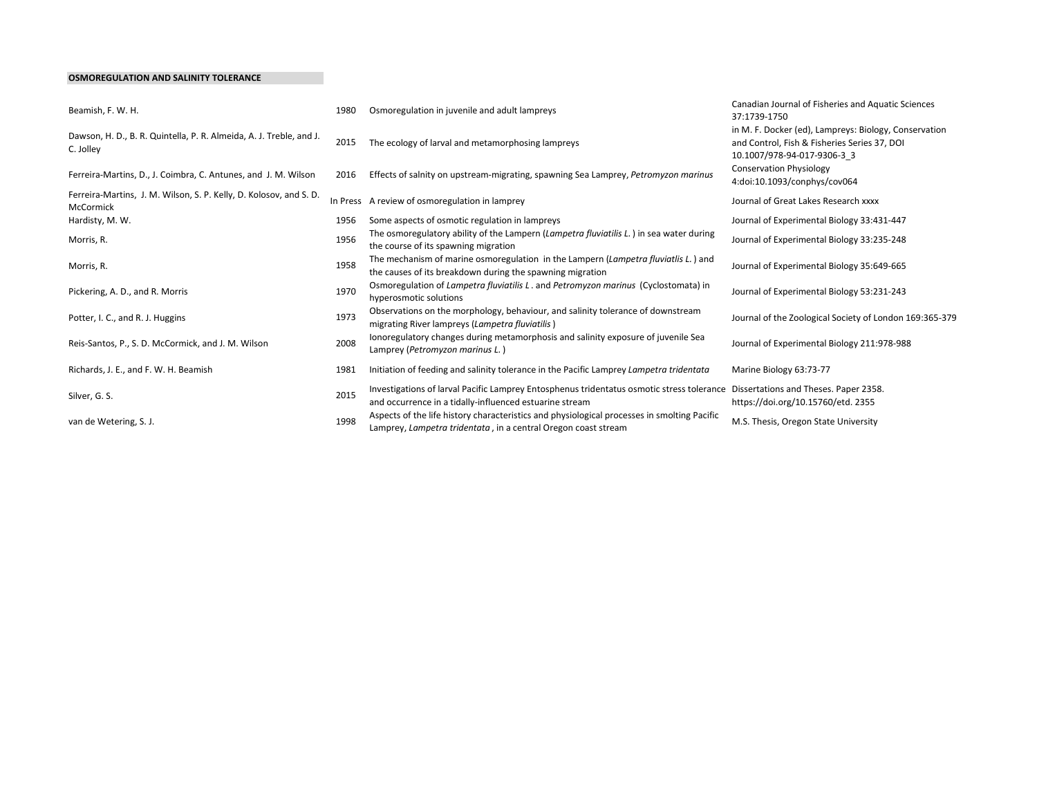**OSMOREGULATION AND SALINITY TOLERANCE**

| Author | Year | Title | Source |
|---|---|---|---|
| Beamish, F. W. H. | 1980 | Osmoregulation in juvenile and adult lampreys | Canadian Journal of Fisheries and Aquatic Sciences 37:1739-1750 |
| Dawson, H. D., B. R. Quintella, P. R. Almeida, A. J. Treble, and J. C. Jolley | 2015 | The ecology of larval and metamorphosing lampreys | in M. F. Docker (ed), Lampreys: Biology, Conservation and Control, Fish & Fisheries Series 37, DOI 10.1007/978-94-017-9306-3_3 |
| Ferreira-Martins, D., J. Coimbra, C. Antunes, and J. M. Wilson | 2016 | Effects of salinity on upstream-migrating, spawning Sea Lamprey, *Petromyzon marinus* | Conservation Physiology 4:doi:10.1093/conphys/cov064 |
| Ferreira-Martins, J. M. Wilson, S. P. Kelly, D. Kolosov, and S. D. McCormick | In Press | A review of osmoregulation in lamprey | Journal of Great Lakes Research xxxx |
| Hardisty, M. W. | 1956 | Some aspects of osmotic regulation in lampreys | Journal of Experimental Biology 33:431-447 |
| Morris, R. | 1956 | The osmoregulatory ability of the Lampern (*Lampetra fluviatilis L.*) in sea water during the course of its spawning migration | Journal of Experimental Biology 33:235-248 |
| Morris, R. | 1958 | The mechanism of marine osmoregulation in the Lampern (*Lampetra fluviatlis L.*) and the causes of its breakdown during the spawning migration | Journal of Experimental Biology 35:649-665 |
| Pickering, A. D., and R. Morris | 1970 | Osmoregulation of *Lampetra fluviatilis L*. and *Petromyzon marinus* (Cyclostomata) in hyperosmotic solutions | Journal of Experimental Biology 53:231-243 |
| Potter, I. C., and R. J. Huggins | 1973 | Observations on the morphology, behaviour, and salinity tolerance of downstream migrating River lampreys (*Lampetra fluviatilis*) | Journal of the Zoological Society of London 169:365-379 |
| Reis-Santos, P., S. D. McCormick, and J. M. Wilson | 2008 | Ionoregulatory changes during metamorphosis and salinity exposure of juvenile Sea Lamprey (*Petromyzon marinus L.*) | Journal of Experimental Biology 211:978-988 |
| Richards, J. E., and F. W. H. Beamish | 1981 | Initiation of feeding and salinity tolerance in the Pacific Lamprey *Lampetra tridentata* | Marine Biology 63:73-77 |
| Silver, G. S. | 2015 | Investigations of larval Pacific Lamprey Entosphenus tridentatus osmotic stress tolerance and occurrence in a tidally-influenced estuarine stream | Dissertations and Theses. Paper 2358. https://doi.org/10.15760/etd. 2355 |
| van de Wetering, S. J. | 1998 | Aspects of the life history characteristics and physiological processes in smolting Pacific Lamprey, *Lampetra tridentata*, in a central Oregon coast stream | M.S. Thesis, Oregon State University |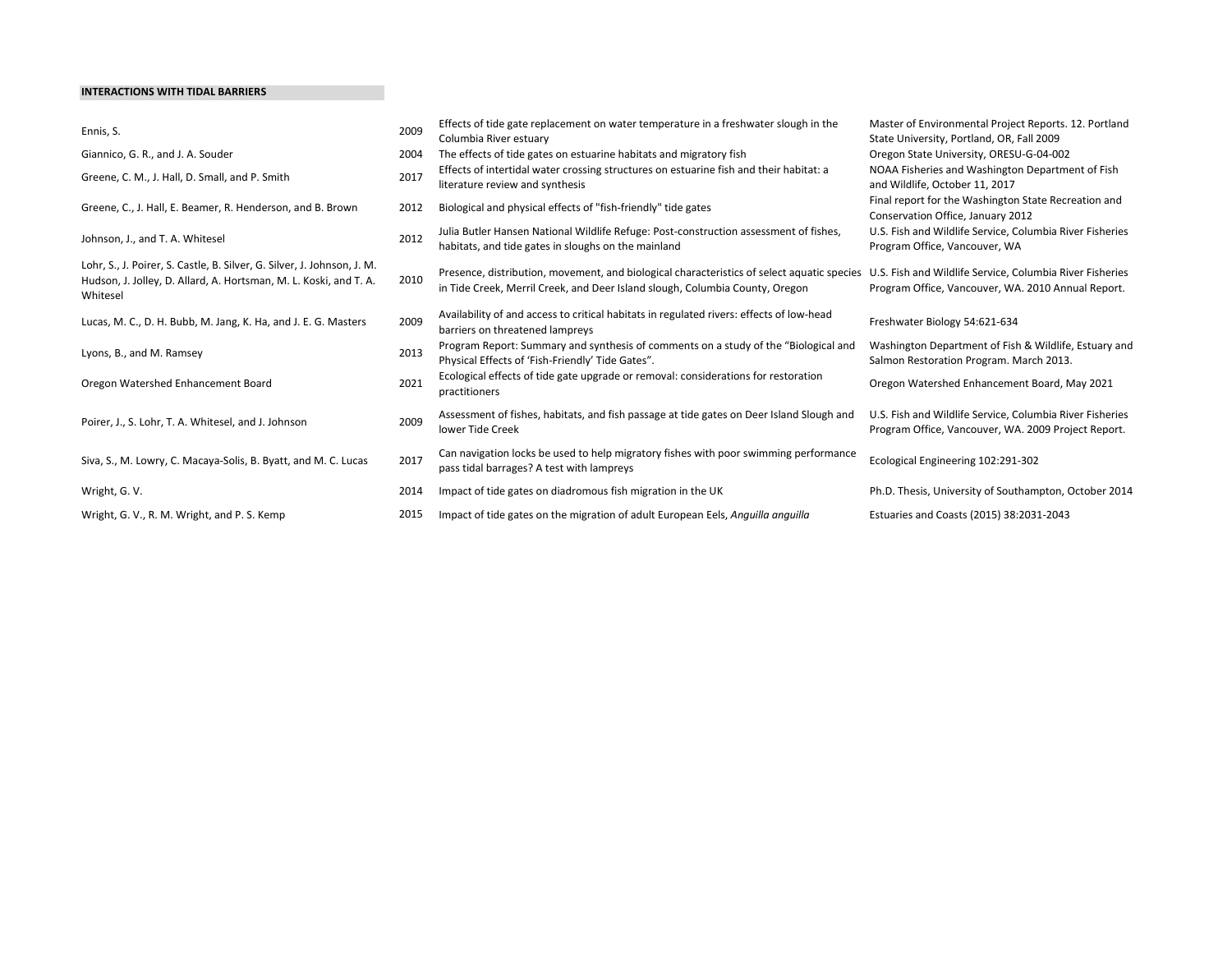**INTERACTIONS WITH TIDAL BARRIERS**

| | | | |
|---|---|---|---|
| Ennis, S. | 2009 | Effects of tide gate replacement on water temperature in a freshwater slough in the Columbia River estuary | Master of Environmental Project Reports. 12. Portland State University, Portland, OR, Fall 2009 |
| Giannico, G. R., and J. A. Souder | 2004 | The effects of tide gates on estuarine habitats and migratory fish | Oregon State University, ORESU-G-04-002 |
| Greene, C. M., J. Hall, D. Small, and P. Smith | 2017 | Effects of intertidal water crossing structures on estuarine fish and their habitat: a literature review and synthesis | NOAA Fisheries and Washington Department of Fish and Wildlife, October 11, 2017 |
| Greene, C., J. Hall, E. Beamer, R. Henderson, and B. Brown | 2012 | Biological and physical effects of "fish-friendly" tide gates | Final report for the Washington State Recreation and Conservation Office, January 2012 |
| Johnson, J., and T. A. Whitesel | 2012 | Julia Butler Hansen National Wildlife Refuge: Post-construction assessment of fishes, habitats, and tide gates in sloughs on the mainland | U.S. Fish and Wildlife Service, Columbia River Fisheries Program Office, Vancouver, WA |
| Lohr, S., J. Poirer, S. Castle, B. Silver, G. Silver, J. Johnson, J. M. Hudson, J. Jolley, D. Allard, A. Hortsman, M. L. Koski, and T. A. Whitesel | 2010 | Presence, distribution, movement, and biological characteristics of select aquatic species in Tide Creek, Merril Creek, and Deer Island slough, Columbia County, Oregon | U.S. Fish and Wildlife Service, Columbia River Fisheries Program Office, Vancouver, WA. 2010 Annual Report. |
| Lucas, M. C., D. H. Bubb, M. Jang, K. Ha, and J. E. G. Masters | 2009 | Availability of and access to critical habitats in regulated rivers: effects of low-head barriers on threatened lampreys | Freshwater Biology 54:621-634 |
| Lyons, B., and M. Ramsey | 2013 | Program Report: Summary and synthesis of comments on a study of the "Biological and Physical Effects of 'Fish-Friendly' Tide Gates". | Washington Department of Fish & Wildlife, Estuary and Salmon Restoration Program. March 2013. |
| Oregon Watershed Enhancement Board | 2021 | Ecological effects of tide gate upgrade or removal: considerations for restoration practitioners | Oregon Watershed Enhancement Board, May 2021 |
| Poirer, J., S. Lohr, T. A. Whitesel, and J. Johnson | 2009 | Assessment of fishes, habitats, and fish passage at tide gates on Deer Island Slough and lower Tide Creek | U.S. Fish and Wildlife Service, Columbia River Fisheries Program Office, Vancouver, WA. 2009 Project Report. |
| Siva, S., M. Lowry, C. Macaya-Solis, B. Byatt, and M. C. Lucas | 2017 | Can navigation locks be used to help migratory fishes with poor swimming performance pass tidal barrages? A test with lampreys | Ecological Engineering 102:291-302 |
| Wright, G. V. | 2014 | Impact of tide gates on diadromous fish migration in the UK | Ph.D. Thesis, University of Southampton, October 2014 |
| Wright, G. V., R. M. Wright, and P. S. Kemp | 2015 | Impact of tide gates on the migration of adult European Eels, *Anguilla anguilla* | Estuaries and Coasts (2015) 38:2031-2043 |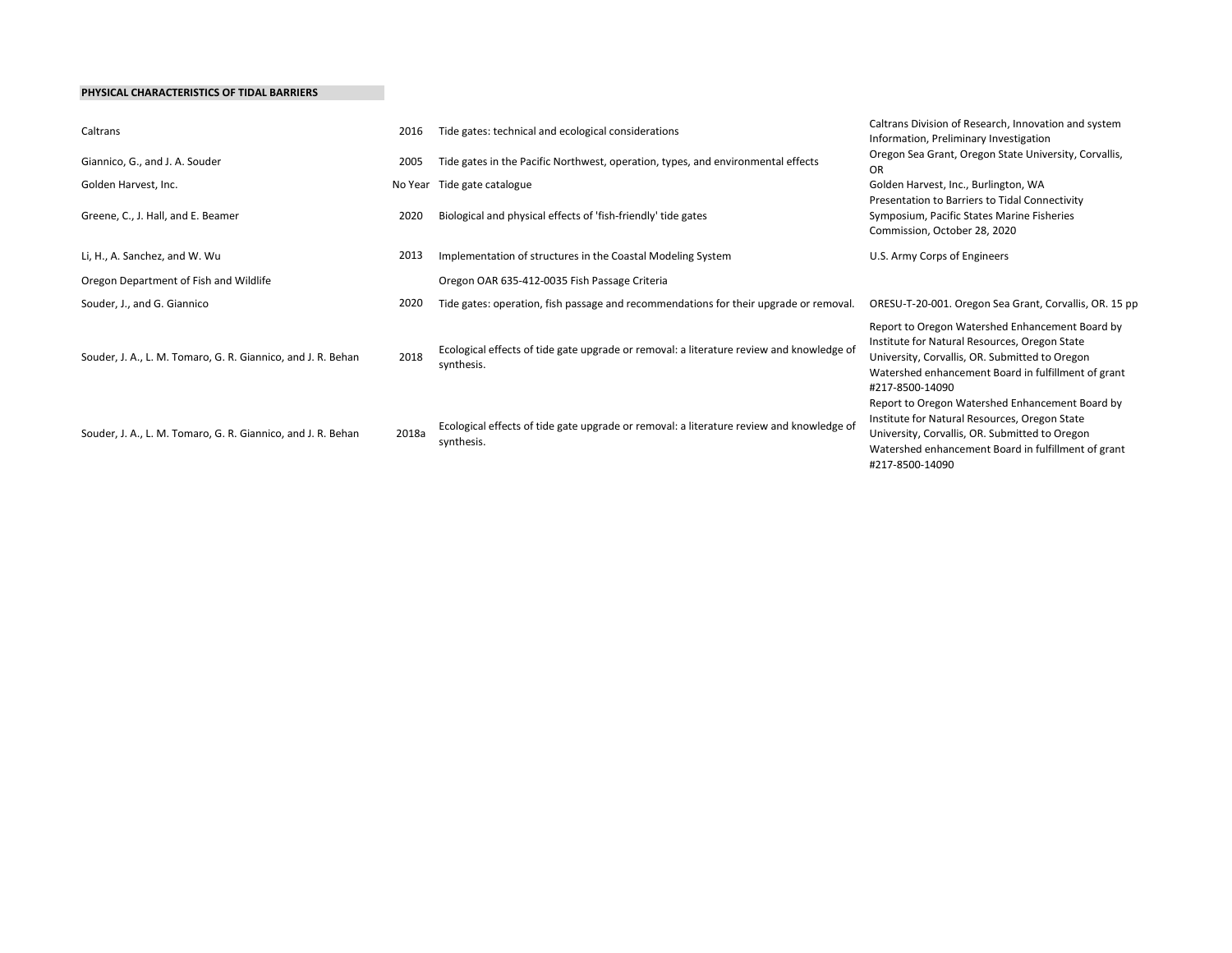**PHYSICAL CHARACTERISTICS OF TIDAL BARRIERS**

| | | | |
|---|---|---|---|
| Caltrans | 2016 | Tide gates: technical and ecological considerations | Caltrans Division of Research, Innovation and system Information, Preliminary Investigation |
| Giannico, G., and J. A. Souder | 2005 | Tide gates in the Pacific Northwest, operation, types, and environmental effects | Oregon Sea Grant, Oregon State University, Corvallis, OR |
| Golden Harvest, Inc. | No Year | Tide gate catalogue | Golden Harvest, Inc., Burlington, WA |
| Greene, C., J. Hall, and E. Beamer | 2020 | Biological and physical effects of 'fish-friendly' tide gates | Presentation to Barriers to Tidal Connectivity Symposium, Pacific States Marine Fisheries Commission, October 28, 2020 |
| Li, H., A. Sanchez, and W. Wu | 2013 | Implementation of structures in the Coastal Modeling System | U.S. Army Corps of Engineers |
| Oregon Department of Fish and Wildlife | | Oregon OAR 635-412-0035 Fish Passage Criteria | |
| Souder, J., and G. Giannico | 2020 | Tide gates: operation, fish passage and recommendations for their upgrade or removal. | ORESU-T-20-001. Oregon Sea Grant, Corvallis, OR. 15 pp |
| Souder, J. A., L. M. Tomaro, G. R. Giannico, and J. R. Behan | 2018 | Ecological effects of tide gate upgrade or removal: a literature review and knowledge of synthesis. | Report to Oregon Watershed Enhancement Board by Institute for Natural Resources, Oregon State University, Corvallis, OR. Submitted to Oregon Watershed enhancement Board in fulfillment of grant #217-8500-14090 |
| Souder, J. A., L. M. Tomaro, G. R. Giannico, and J. R. Behan | 2018a | Ecological effects of tide gate upgrade or removal: a literature review and knowledge of synthesis. | Report to Oregon Watershed Enhancement Board by Institute for Natural Resources, Oregon State University, Corvallis, OR. Submitted to Oregon Watershed enhancement Board in fulfillment of grant #217-8500-14090 |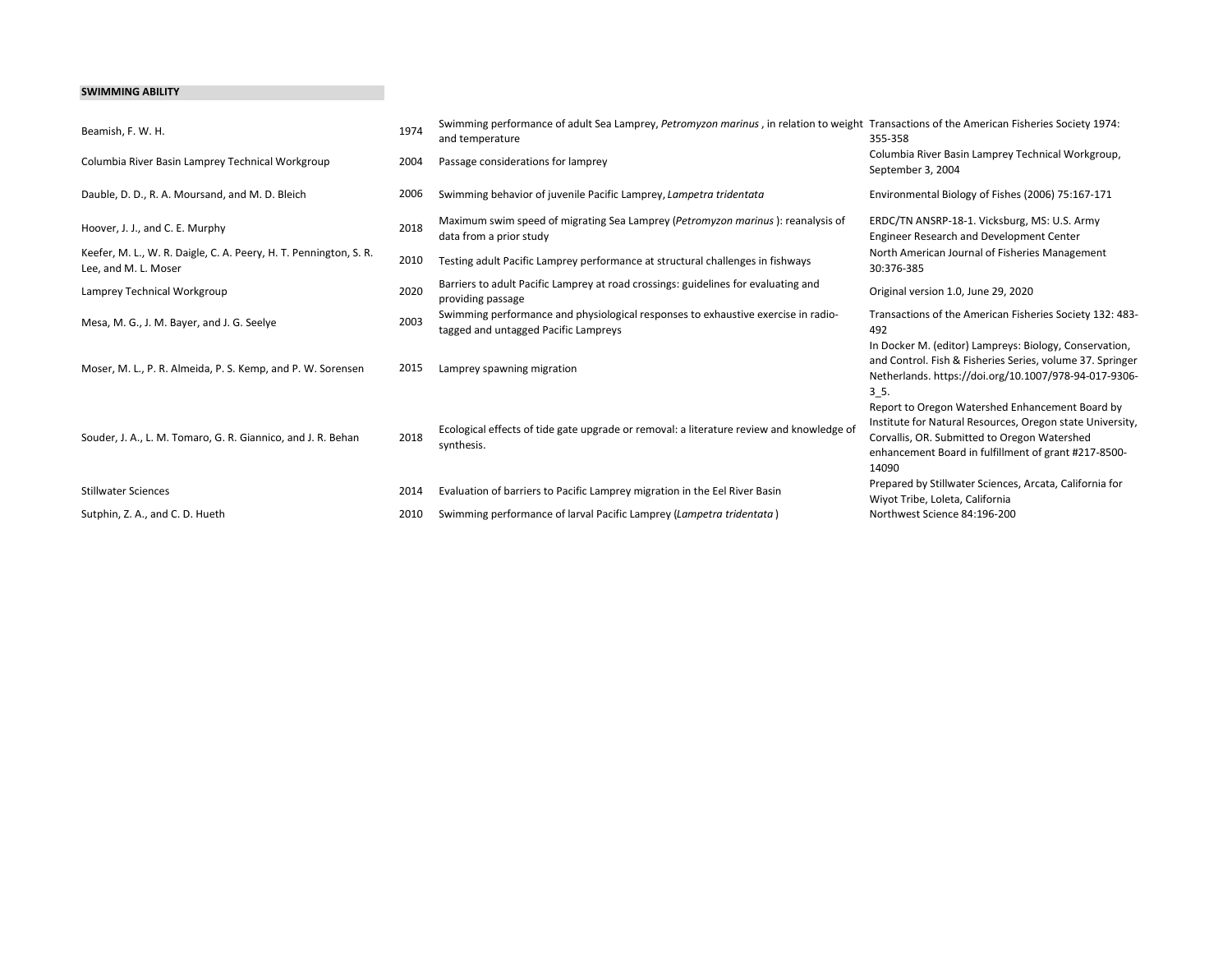**SWIMMING ABILITY**

| | | | |
|---|---|---|---|
| Beamish, F. W. H. | 1974 | Swimming performance of adult Sea Lamprey, *Petromyzon marinus* , in relation to weight and temperature | Transactions of the American Fisheries Society 1974: 355-358 |
| Columbia River Basin Lamprey Technical Workgroup | 2004 | Passage considerations for lamprey | Columbia River Basin Lamprey Technical Workgroup, September 3, 2004 |
| Dauble, D. D., R. A. Moursand, and M. D. Bleich | 2006 | Swimming behavior of juvenile Pacific Lamprey, *Lampetra tridentata* | Environmental Biology of Fishes (2006) 75:167-171 |
| Hoover, J. J., and C. E. Murphy | 2018 | Maximum swim speed of migrating Sea Lamprey (*Petromyzon marinus* ): reanalysis of data from a prior study | ERDC/TN ANSRP-18-1. Vicksburg, MS: U.S. Army Engineer Research and Development Center |
| Keefer, M. L., W. R. Daigle, C. A. Peery, H. T. Pennington, S. R. Lee, and M. L. Moser | 2010 | Testing adult Pacific Lamprey performance at structural challenges in fishways | North American Journal of Fisheries Management 30:376-385 |
| Lamprey Technical Workgroup | 2020 | Barriers to adult Pacific Lamprey at road crossings: guidelines for evaluating and providing passage | Original version 1.0, June 29, 2020 |
| Mesa, M. G., J. M. Bayer, and J. G. Seelye | 2003 | Swimming performance and physiological responses to exhaustive exercise in radio-tagged and untagged Pacific Lampreys | Transactions of the American Fisheries Society 132: 483-492 |
| Moser, M. L., P. R. Almeida, P. S. Kemp, and P. W. Sorensen | 2015 | Lamprey spawning migration | In Docker M. (editor) Lampreys: Biology, Conservation, and Control. Fish & Fisheries Series, volume 37. Springer Netherlands. https://doi.org/10.1007/978-94-017-9306-3_5. |
| Souder, J. A., L. M. Tomaro, G. R. Giannico, and J. R. Behan | 2018 | Ecological effects of tide gate upgrade or removal: a literature review and knowledge of synthesis. | Report to Oregon Watershed Enhancement Board by Institute for Natural Resources, Oregon state University, Corvallis, OR. Submitted to Oregon Watershed enhancement Board in fulfillment of grant #217-8500-14090 |
| Stillwater Sciences | 2014 | Evaluation of barriers to Pacific Lamprey migration in the Eel River Basin | Prepared by Stillwater Sciences, Arcata, California for Wiyot Tribe, Loleta, California |
| Sutphin, Z. A., and C. D. Hueth | 2010 | Swimming performance of larval Pacific Lamprey (*Lampetra tridentata* ) | Northwest Science 84:196-200 |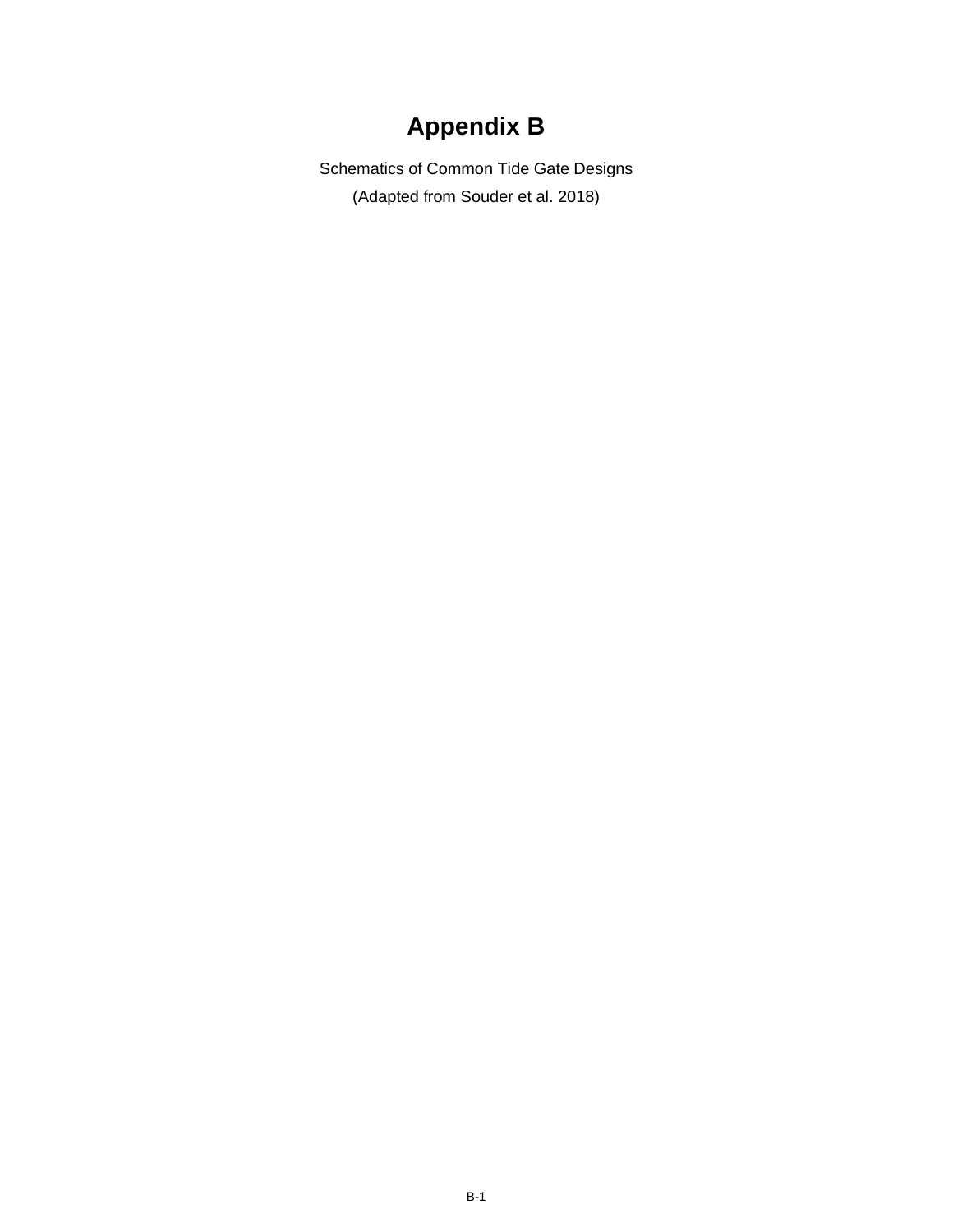# Appendix B

Schematics of Common Tide Gate Designs

(Adapted from Souder et al. 2018)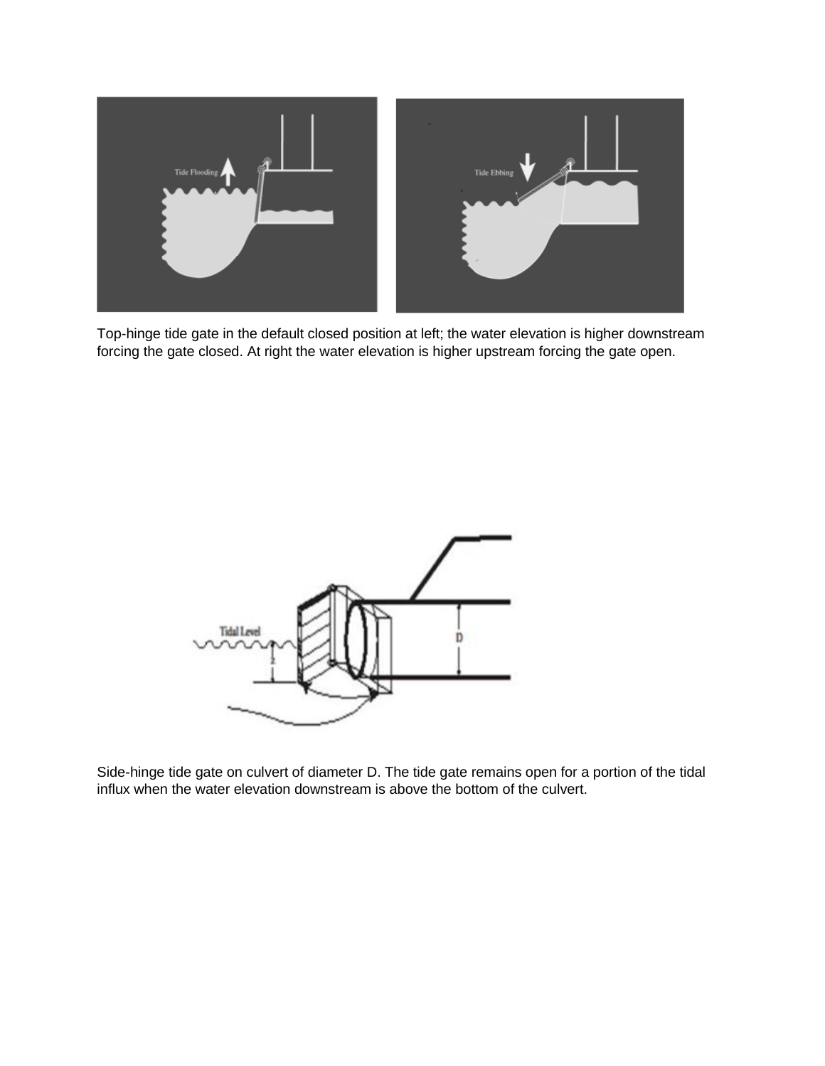Top-hinge tide gate in the default closed position at left; the water elevation is higher downstream forcing the gate closed. At right the water elevation is higher upstream forcing the gate open.

Side-hinge tide gate on culvert of diameter D. The tide gate remains open for a portion of the tidal influx when the water elevation downstream is above the bottom of the culvert.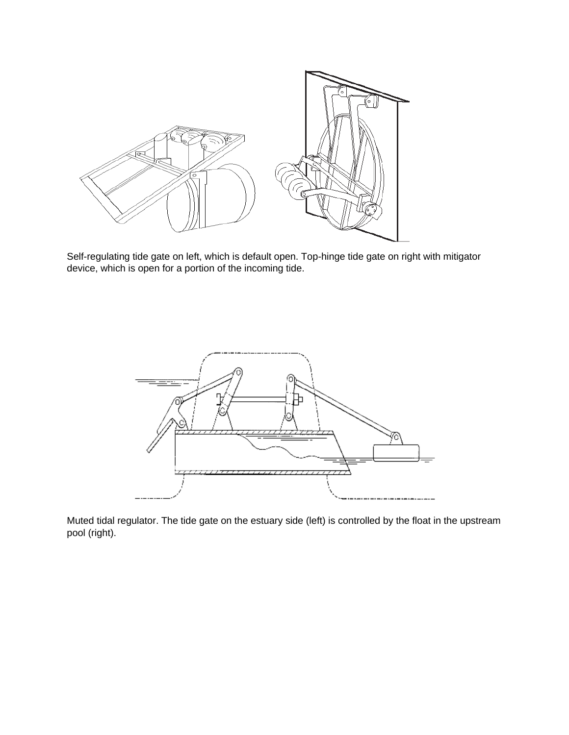Self-regulating tide gate on left, which is default open. Top-hinge tide gate on right with mitigator device, which is open for a portion of the incoming tide.

Muted tidal regulator. The tide gate on the estuary side (left) is controlled by the float in the upstream pool (right).